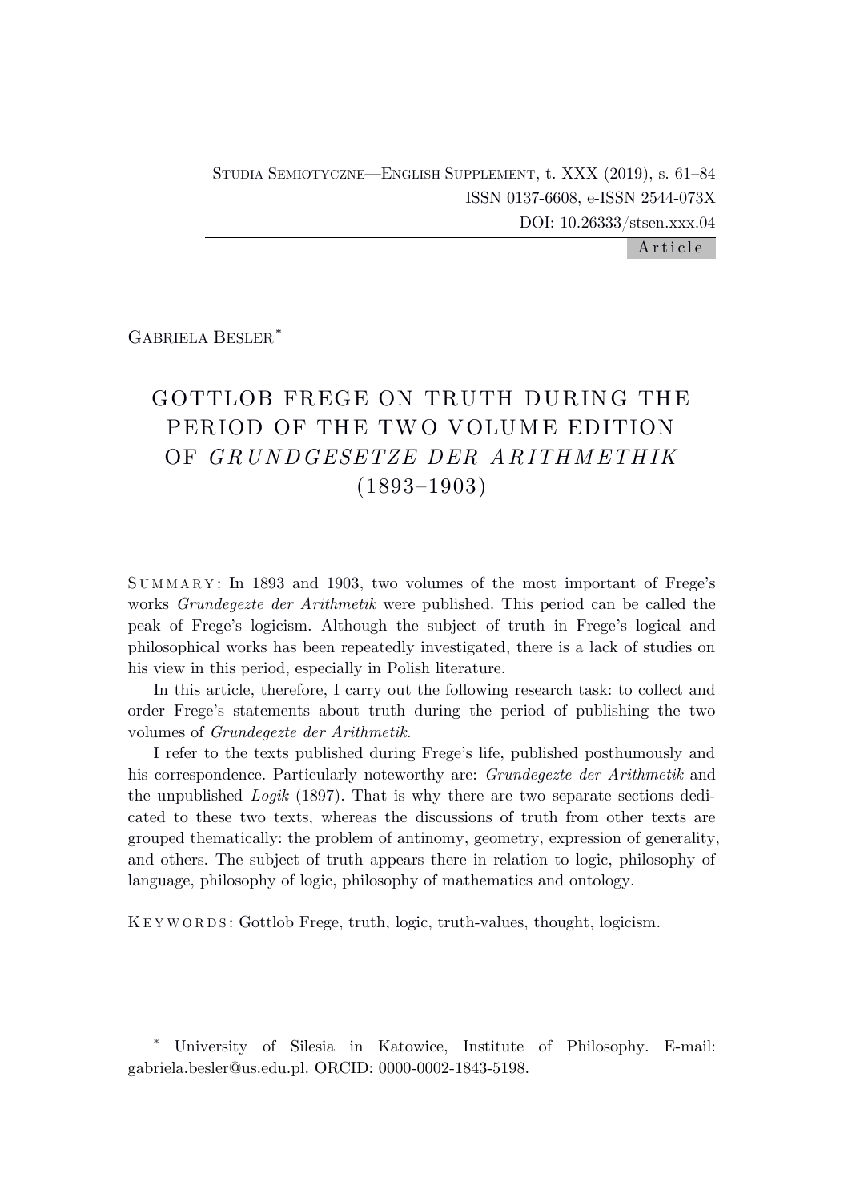Studia Semiotyczne—English Supplement, t. XXX (2019), s. 61–84
ISSN 0137-6608, e-ISSN 2544-073X
DOI: 10.26333/stsen.xxx.04

Article

Gabriela Besler*

# GOTTLOB FREGE ON TRUTH DURING THE PERIOD OF THE TWO VOLUME EDITION OF *GRUNDGESETZE DER ARITHMETHIK* (1893–1903)

Summary: In 1893 and 1903, two volumes of the most important of Frege's works *Grundegezte der Arithmetik* were published. This period can be called the peak of Frege's logicism. Although the subject of truth in Frege's logical and philosophical works has been repeatedly investigated, there is a lack of studies on his view in this period, especially in Polish literature.

In this article, therefore, I carry out the following research task: to collect and order Frege's statements about truth during the period of publishing the two volumes of *Grundegezte der Arithmetik*.

I refer to the texts published during Frege's life, published posthumously and his correspondence. Particularly noteworthy are: *Grundegezte der Arithmetik* and the unpublished *Logik* (1897). That is why there are two separate sections dedicated to these two texts, whereas the discussions of truth from other texts are grouped thematically: the problem of antinomy, geometry, expression of generality, and others. The subject of truth appears there in relation to logic, philosophy of language, philosophy of logic, philosophy of mathematics and ontology.

Keywords: Gottlob Frege, truth, logic, truth-values, thought, logicism.

---

\* University of Silesia in Katowice, Institute of Philosophy. E-mail: gabriela.besler@us.edu.pl. ORCID: 0000-0002-1843-5198.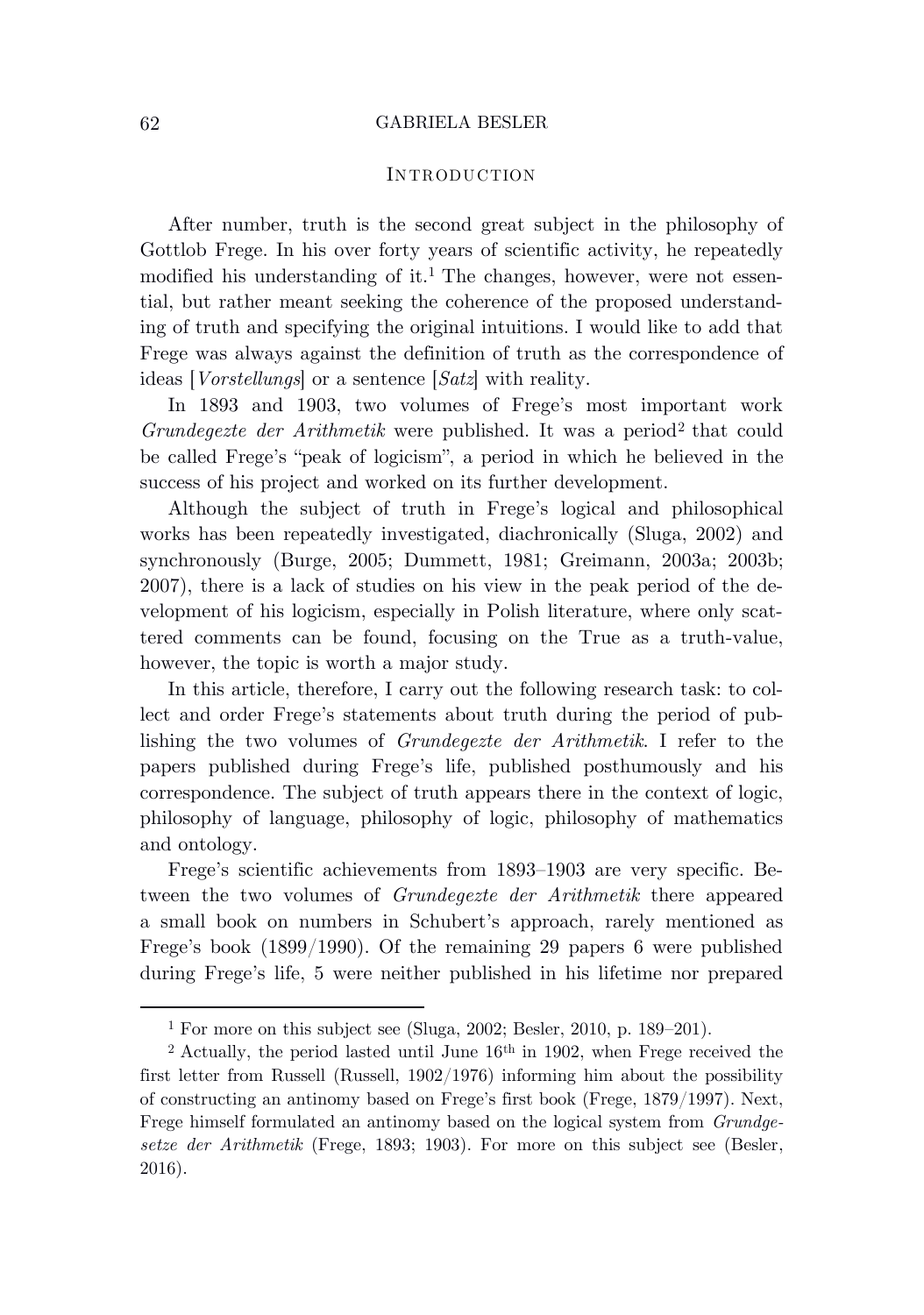## Introduction

After number, truth is the second great subject in the philosophy of Gottlob Frege. In his over forty years of scientific activity, he repeatedly modified his understanding of it.[1] The changes, however, were not essential, but rather meant seeking the coherence of the proposed understanding of truth and specifying the original intuitions. I would like to add that Frege was always against the definition of truth as the correspondence of ideas [*Vorstellungs*] or a sentence [*Satz*] with reality.

In 1893 and 1903, two volumes of Frege's most important work *Grundegezte der Arithmetik* were published. It was a period[2] that could be called Frege's "peak of logicism", a period in which he believed in the success of his project and worked on its further development.

Although the subject of truth in Frege's logical and philosophical works has been repeatedly investigated, diachronically (Sluga, 2002) and synchronously (Burge, 2005; Dummett, 1981; Greimann, 2003a; 2003b; 2007), there is a lack of studies on his view in the peak period of the development of his logicism, especially in Polish literature, where only scattered comments can be found, focusing on the True as a truth-value, however, the topic is worth a major study.

In this article, therefore, I carry out the following research task: to collect and order Frege's statements about truth during the period of publishing the two volumes of *Grundegezte der Arithmetik*. I refer to the papers published during Frege's life, published posthumously and his correspondence. The subject of truth appears there in the context of logic, philosophy of language, philosophy of logic, philosophy of mathematics and ontology.

Frege's scientific achievements from 1893–1903 are very specific. Between the two volumes of *Grundegezte der Arithmetik* there appeared a small book on numbers in Schubert's approach, rarely mentioned as Frege's book (1899/1990). Of the remaining 29 papers 6 were published during Frege's life, 5 were neither published in his lifetime nor prepared

---

[1] For more on this subject see (Sluga, 2002; Besler, 2010, p. 189–201).

[2] Actually, the period lasted until June 16th in 1902, when Frege received the first letter from Russell (Russell, 1902/1976) informing him about the possibility of constructing an antinomy based on Frege's first book (Frege, 1879/1997). Next, Frege himself formulated an antinomy based on the logical system from *Grundgesetze der Arithmetik* (Frege, 1893; 1903). For more on this subject see (Besler, 2016).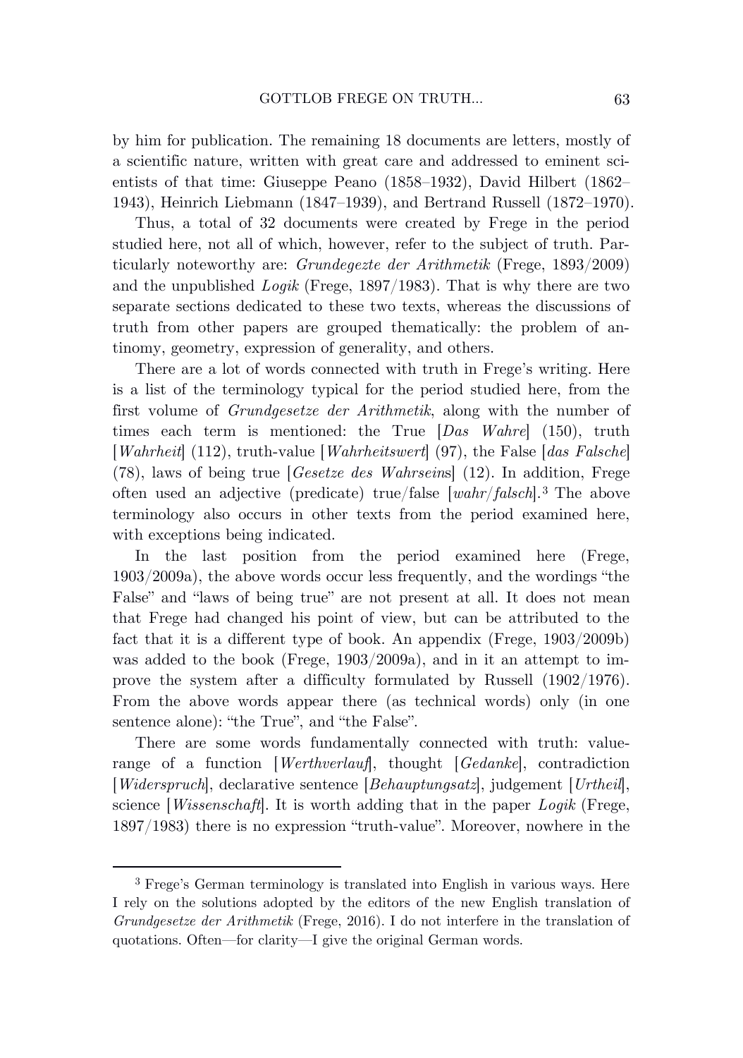by him for publication. The remaining 18 documents are letters, mostly of a scientific nature, written with great care and addressed to eminent scientists of that time: Giuseppe Peano (1858–1932), David Hilbert (1862–1943), Heinrich Liebmann (1847–1939), and Bertrand Russell (1872–1970).

Thus, a total of 32 documents were created by Frege in the period studied here, not all of which, however, refer to the subject of truth. Particularly noteworthy are: *Grundegezte der Arithmetik* (Frege, 1893/2009) and the unpublished *Logik* (Frege, 1897/1983). That is why there are two separate sections dedicated to these two texts, whereas the discussions of truth from other papers are grouped thematically: the problem of antinomy, geometry, expression of generality, and others.

There are a lot of words connected with truth in Frege's writing. Here is a list of the terminology typical for the period studied here, from the first volume of *Grundgesetze der Arithmetik*, along with the number of times each term is mentioned: the True [*Das Wahre*] (150), truth [*Wahrheit*] (112), truth-value [*Wahrheitswert*] (97), the False [*das Falsche*] (78), laws of being true [*Gesetze des Wahrseins*] (12). In addition, Frege often used an adjective (predicate) true/false [*wahr*/*falsch*].[3] The above terminology also occurs in other texts from the period examined here, with exceptions being indicated.

In the last position from the period examined here (Frege, 1903/2009a), the above words occur less frequently, and the wordings "the False" and "laws of being true" are not present at all. It does not mean that Frege had changed his point of view, but can be attributed to the fact that it is a different type of book. An appendix (Frege, 1903/2009b) was added to the book (Frege, 1903/2009a), and in it an attempt to improve the system after a difficulty formulated by Russell (1902/1976). From the above words appear there (as technical words) only (in one sentence alone): "the True", and "the False".

There are some words fundamentally connected with truth: value-range of a function [*Werthverlauf*], thought [*Gedanke*], contradiction [*Widerspruch*], declarative sentence [*Behauptungsatz*], judgement [*Urtheil*], science [*Wissenschaft*]. It is worth adding that in the paper *Logik* (Frege, 1897/1983) there is no expression "truth-value". Moreover, nowhere in the

[3] Frege's German terminology is translated into English in various ways. Here I rely on the solutions adopted by the editors of the new English translation of *Grundgesetze der Arithmetik* (Frege, 2016). I do not interfere in the translation of quotations. Often—for clarity—I give the original German words.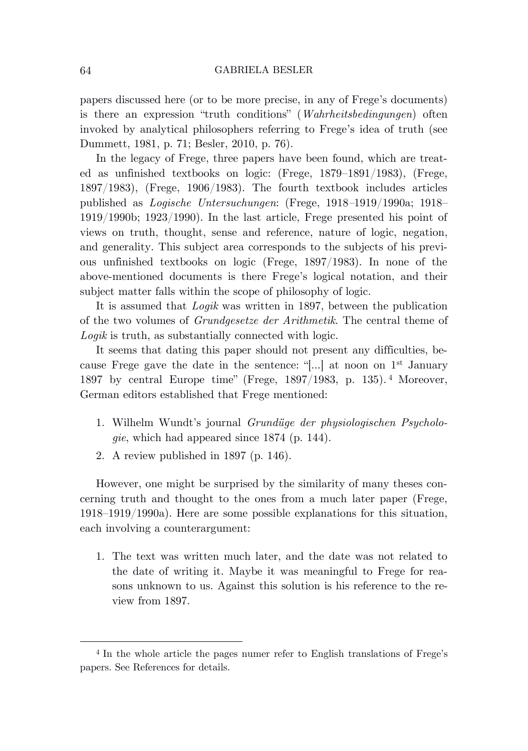papers discussed here (or to be more precise, in any of Frege's documents) is there an expression "truth conditions" (*Wahrheitsbedingungen*) often invoked by analytical philosophers referring to Frege's idea of truth (see Dummett, 1981, p. 71; Besler, 2010, p. 76).

In the legacy of Frege, three papers have been found, which are treated as unfinished textbooks on logic: (Frege, 1879–1891/1983), (Frege, 1897/1983), (Frege, 1906/1983). The fourth textbook includes articles published as *Logische Untersuchungen*: (Frege, 1918–1919/1990a; 1918–1919/1990b; 1923/1990). In the last article, Frege presented his point of views on truth, thought, sense and reference, nature of logic, negation, and generality. This subject area corresponds to the subjects of his previous unfinished textbooks on logic (Frege, 1897/1983). In none of the above-mentioned documents is there Frege's logical notation, and their subject matter falls within the scope of philosophy of logic.

It is assumed that *Logik* was written in 1897, between the publication of the two volumes of *Grundgesetze der Arithmetik*. The central theme of *Logik* is truth, as substantially connected with logic.

It seems that dating this paper should not present any difficulties, because Frege gave the date in the sentence: "[...] at noon on 1st January 1897 by central Europe time" (Frege, 1897/1983, p. 135).[4] Moreover, German editors established that Frege mentioned:

1. Wilhelm Wundt's journal *Grundüge der physiologischen Psychologie*, which had appeared since 1874 (p. 144).
2. A review published in 1897 (p. 146).

However, one might be surprised by the similarity of many theses concerning truth and thought to the ones from a much later paper (Frege, 1918–1919/1990a). Here are some possible explanations for this situation, each involving a counterargument:

1. The text was written much later, and the date was not related to the date of writing it. Maybe it was meaningful to Frege for reasons unknown to us. Against this solution is his reference to the review from 1897.

[4] In the whole article the pages numer refer to English translations of Frege's papers. See References for details.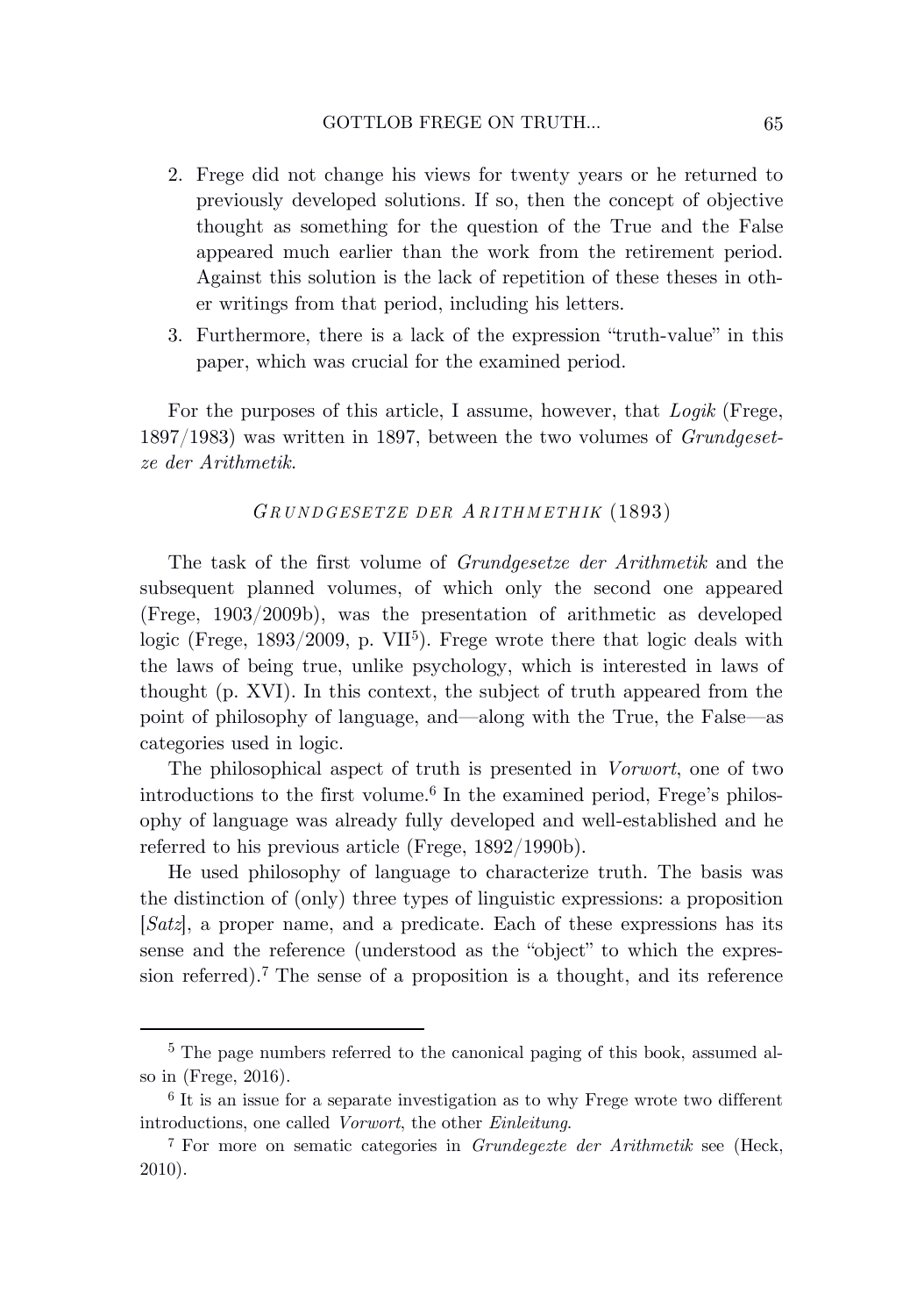2. Frege did not change his views for twenty years or he returned to previously developed solutions. If so, then the concept of objective thought as something for the question of the True and the False appeared much earlier than the work from the retirement period. Against this solution is the lack of repetition of these theses in other writings from that period, including his letters.
3. Furthermore, there is a lack of the expression "truth-value" in this paper, which was crucial for the examined period.

For the purposes of this article, I assume, however, that *Logik* (Frege, 1897/1983) was written in 1897, between the two volumes of *Grundgesetze der Arithmetik*.

## *Grundgesetze der Arithmetik* (1893)

The task of the first volume of *Grundgesetze der Arithmetik* and the subsequent planned volumes, of which only the second one appeared (Frege, 1903/2009b), was the presentation of arithmetic as developed logic (Frege, 1893/2009, p. VII[5]). Frege wrote there that logic deals with the laws of being true, unlike psychology, which is interested in laws of thought (p. XVI). In this context, the subject of truth appeared from the point of philosophy of language, and—along with the True, the False—as categories used in logic.

The philosophical aspect of truth is presented in *Vorwort*, one of two introductions to the first volume.[6] In the examined period, Frege's philosophy of language was already fully developed and well-established and he referred to his previous article (Frege, 1892/1990b).

He used philosophy of language to characterize truth. The basis was the distinction of (only) three types of linguistic expressions: a proposition [*Satz*], a proper name, and a predicate. Each of these expressions has its sense and the reference (understood as the "object" to which the expression referred).[7] The sense of a proposition is a thought, and its reference

---

[5] The page numbers referred to the canonical paging of this book, assumed also in (Frege, 2016).

[6] It is an issue for a separate investigation as to why Frege wrote two different introductions, one called *Vorwort*, the other *Einleitung*.

[7] For more on sematic categories in *Grundegezte der Arithmetik* see (Heck, 2010).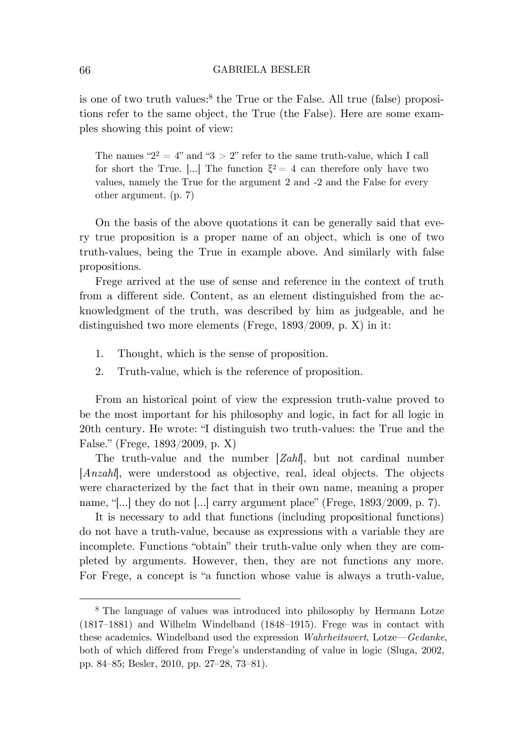is one of two truth values:[8] the True or the False. All true (false) propositions refer to the same object, the True (the False). Here are some examples showing this point of view:

> The names "$2^2 = 4$" and "$3 > 2$" refer to the same truth-value, which I call for short the True. [...] The function $\xi^2 = 4$ can therefore only have two values, namely the True for the argument 2 and -2 and the False for every other argument. (p. 7)

On the basis of the above quotations it can be generally said that every true proposition is a proper name of an object, which is one of two truth-values, being the True in example above. And similarly with false propositions.

Frege arrived at the use of sense and reference in the context of truth from a different side. Content, as an element distinguished from the acknowledgment of the truth, was described by him as judgeable, and he distinguished two more elements (Frege, 1893/2009, p. X) in it:

1. Thought, which is the sense of proposition.
2. Truth-value, which is the reference of proposition.

From an historical point of view the expression truth-value proved to be the most important for his philosophy and logic, in fact for all logic in 20th century. He wrote: "I distinguish two truth-values: the True and the False." (Frege, 1893/2009, p. X)

The truth-value and the number [*Zahl*], but not cardinal number [*Anzahl*], were understood as objective, real, ideal objects. The objects were characterized by the fact that in their own name, meaning a proper name, "[...] they do not [...] carry argument place" (Frege, 1893/2009, p. 7).

It is necessary to add that functions (including propositional functions) do not have a truth-value, because as expressions with a variable they are incomplete. Functions "obtain" their truth-value only when they are completed by arguments. However, then, they are not functions any more. For Frege, a concept is "a function whose value is always a truth-value,

[8] The language of values was introduced into philosophy by Hermann Lotze (1817–1881) and Wilhelm Windelband (1848–1915). Frege was in contact with these academics. Windelband used the expression *Wahrheitswert*, Lotze—*Gedanke*, both of which differed from Frege's understanding of value in logic (Sluga, 2002, pp. 84–85; Besler, 2010, pp. 27–28, 73–81).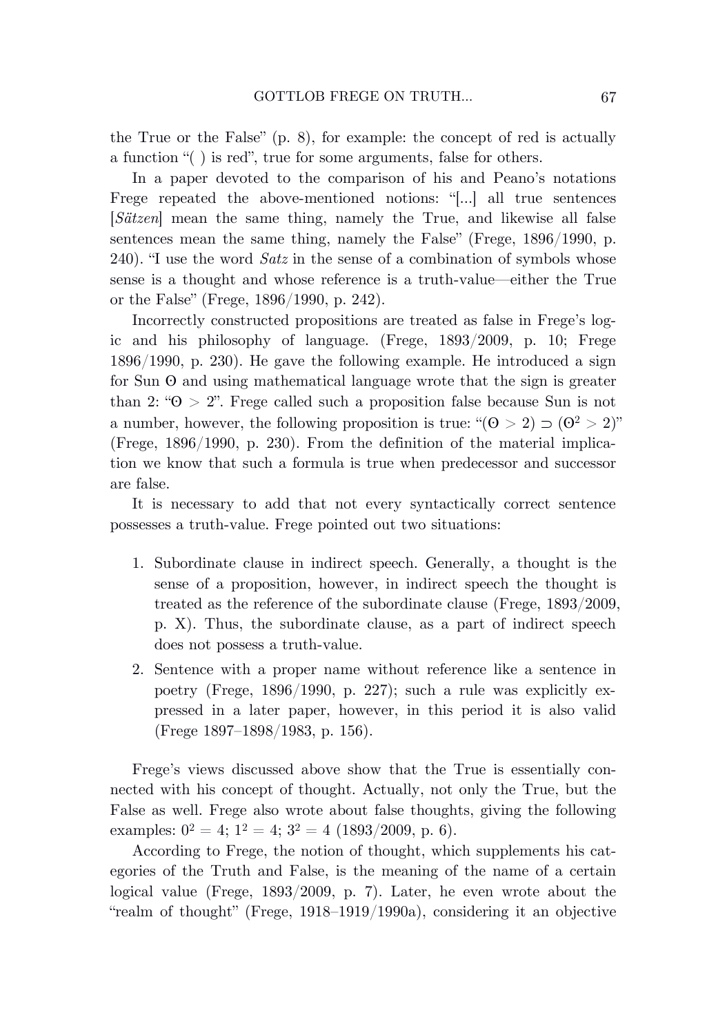the True or the False" (p. 8), for example: the concept of red is actually a function "( ) is red", true for some arguments, false for others.

In a paper devoted to the comparison of his and Peano's notations Frege repeated the above-mentioned notions: "[...] all true sentences [*Sätzen*] mean the same thing, namely the True, and likewise all false sentences mean the same thing, namely the False" (Frege, 1896/1990, p. 240). "I use the word *Satz* in the sense of a combination of symbols whose sense is a thought and whose reference is a truth-value—either the True or the False" (Frege, 1896/1990, p. 242).

Incorrectly constructed propositions are treated as false in Frege's logic and his philosophy of language. (Frege, 1893/2009, p. 10; Frege 1896/1990, p. 230). He gave the following example. He introduced a sign for Sun ʘ and using mathematical language wrote that the sign is greater than 2: "$ʘ > 2$". Frege called such a proposition false because Sun is not a number, however, the following proposition is true: "$(ʘ > 2) \supset (ʘ^2 > 2)$" (Frege, 1896/1990, p. 230). From the definition of the material implication we know that such a formula is true when predecessor and successor are false.

It is necessary to add that not every syntactically correct sentence possesses a truth-value. Frege pointed out two situations:

1. Subordinate clause in indirect speech. Generally, a thought is the sense of a proposition, however, in indirect speech the thought is treated as the reference of the subordinate clause (Frege, 1893/2009, p. X). Thus, the subordinate clause, as a part of indirect speech does not possess a truth-value.
2. Sentence with a proper name without reference like a sentence in poetry (Frege, 1896/1990, p. 227); such a rule was explicitly expressed in a later paper, however, in this period it is also valid (Frege 1897–1898/1983, p. 156).

Frege's views discussed above show that the True is essentially connected with his concept of thought. Actually, not only the True, but the False as well. Frege also wrote about false thoughts, giving the following examples: $0^2 = 4$; $1^2 = 4$; $3^2 = 4$ (1893/2009, p. 6).

According to Frege, the notion of thought, which supplements his categories of the Truth and False, is the meaning of the name of a certain logical value (Frege, 1893/2009, p. 7). Later, he even wrote about the "realm of thought" (Frege, 1918–1919/1990a), considering it an objective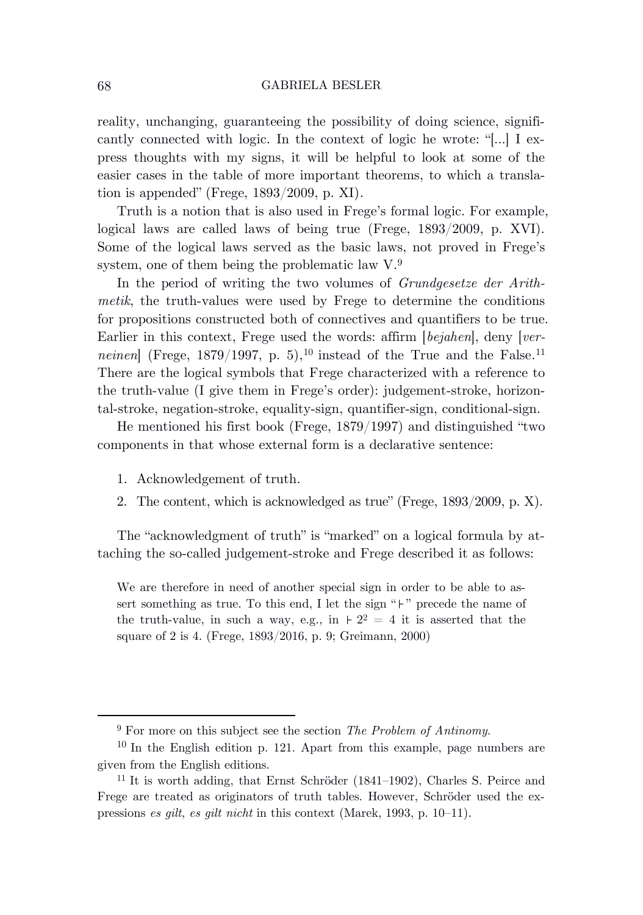reality, unchanging, guaranteeing the possibility of doing science, significantly connected with logic. In the context of logic he wrote: "[...] I express thoughts with my signs, it will be helpful to look at some of the easier cases in the table of more important theorems, to which a translation is appended" (Frege, 1893/2009, p. XI).

Truth is a notion that is also used in Frege's formal logic. For example, logical laws are called laws of being true (Frege, 1893/2009, p. XVI). Some of the logical laws served as the basic laws, not proved in Frege's system, one of them being the problematic law V.[9]

In the period of writing the two volumes of *Grundgesetze der Arithmetik*, the truth-values were used by Frege to determine the conditions for propositions constructed both of connectives and quantifiers to be true. Earlier in this context, Frege used the words: affirm [*bejahen*], deny [*verneinen*] (Frege, 1879/1997, p. 5),[10] instead of the True and the False.[11] There are the logical symbols that Frege characterized with a reference to the truth-value (I give them in Frege's order): judgement-stroke, horizontal-stroke, negation-stroke, equality-sign, quantifier-sign, conditional-sign.

He mentioned his first book (Frege, 1879/1997) and distinguished "two components in that whose external form is a declarative sentence:

1. Acknowledgement of truth.
2. The content, which is acknowledged as true" (Frege, 1893/2009, p. X).

The "acknowledgment of truth" is "marked" on a logical formula by attaching the so-called judgement-stroke and Frege described it as follows:

> We are therefore in need of another special sign in order to be able to assert something as true. To this end, I let the sign "$\vdash$" precede the name of the truth-value, in such a way, e.g., in $\vdash 2^2 = 4$ it is asserted that the square of 2 is 4. (Frege, 1893/2016, p. 9; Greimann, 2000)

---

[9] For more on this subject see the section *The Problem of Antinomy*.

[10] In the English edition p. 121. Apart from this example, page numbers are given from the English editions.

[11] It is worth adding, that Ernst Schröder (1841–1902), Charles S. Peirce and Frege are treated as originators of truth tables. However, Schröder used the expressions *es gilt*, *es gilt nicht* in this context (Marek, 1993, p. 10–11).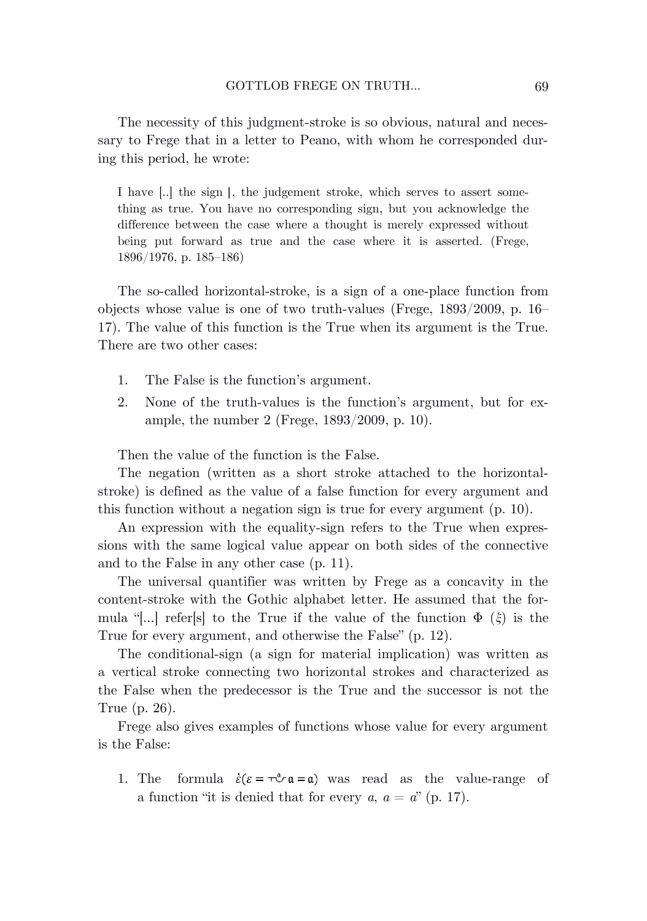The necessity of this judgment-stroke is so obvious, natural and necessary to Frege that in a letter to Peano, with whom he corresponded during this period, he wrote:

> I have [..] the sign |, the judgement stroke, which serves to assert something as true. You have no corresponding sign, but you acknowledge the difference between the case where a thought is merely expressed without being put forward as true and the case where it is asserted. (Frege, 1896/1976, p. 185–186)

The so-called horizontal-stroke, is a sign of a one-place function from objects whose value is one of two truth-values (Frege, 1893/2009, p. 16–17). The value of this function is the True when its argument is the True. There are two other cases:

1. The False is the function's argument.
2. None of the truth-values is the function's argument, but for example, the number 2 (Frege, 1893/2009, p. 10).

Then the value of the function is the False.

The negation (written as a short stroke attached to the horizontal-stroke) is defined as the value of a false function for every argument and this function without a negation sign is true for every argument (p. 10).

An expression with the equality-sign refers to the True when expressions with the same logical value appear on both sides of the connective and to the False in any other case (p. 11).

The universal quantifier was written by Frege as a concavity in the content-stroke with the Gothic alphabet letter. He assumed that the formula "[...] refer[s] to the True if the value of the function $\Phi$ $(\xi)$ is the True for every argument, and otherwise the False" (p. 12).

The conditional-sign (a sign for material implication) was written as a vertical stroke connecting two horizontal strokes and characterized as the False when the predecessor is the True and the successor is not the True (p. 26).

Frege also gives examples of functions whose value for every argument is the False:

1. The formula $\dot{\varepsilon}(\varepsilon = \neg\!\smile^{\mathfrak{a}}\, \mathfrak{a} = \mathfrak{a})$ was read as the value-range of a function "it is denied that for every $a$, $a = a$" (p. 17).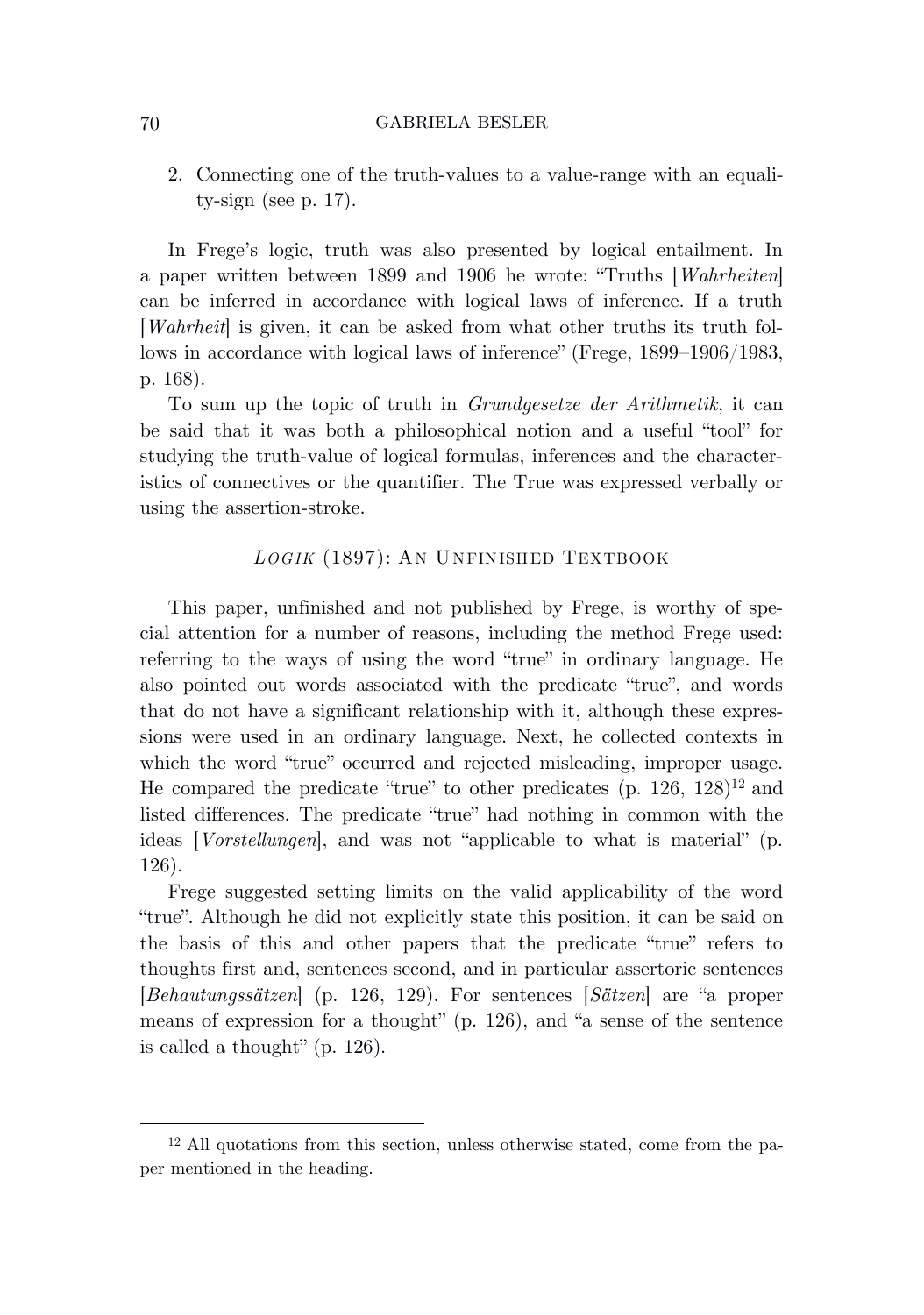2. Connecting one of the truth-values to a value-range with an equality-sign (see p. 17).

In Frege's logic, truth was also presented by logical entailment. In a paper written between 1899 and 1906 he wrote: "Truths [*Wahrheiten*] can be inferred in accordance with logical laws of inference. If a truth [*Wahrheit*] is given, it can be asked from what other truths its truth follows in accordance with logical laws of inference" (Frege, 1899–1906/1983, p. 168).

To sum up the topic of truth in *Grundgesetze der Arithmetik*, it can be said that it was both a philosophical notion and a useful "tool" for studying the truth-value of logical formulas, inferences and the characteristics of connectives or the quantifier. The True was expressed verbally or using the assertion-stroke.

## *Logik* (1897): An Unfinished Textbook

This paper, unfinished and not published by Frege, is worthy of special attention for a number of reasons, including the method Frege used: referring to the ways of using the word "true" in ordinary language. He also pointed out words associated with the predicate "true", and words that do not have a significant relationship with it, although these expressions were used in an ordinary language. Next, he collected contexts in which the word "true" occurred and rejected misleading, improper usage. He compared the predicate "true" to other predicates (p. 126, 128)[12] and listed differences. The predicate "true" had nothing in common with the ideas [*Vorstellungen*], and was not "applicable to what is material" (p. 126).

Frege suggested setting limits on the valid applicability of the word "true". Although he did not explicitly state this position, it can be said on the basis of this and other papers that the predicate "true" refers to thoughts first and, sentences second, and in particular assertoric sentences [*Behautungssätzen*] (p. 126, 129). For sentences [*Sätzen*] are "a proper means of expression for a thought" (p. 126), and "a sense of the sentence is called a thought" (p. 126).

[12] All quotations from this section, unless otherwise stated, come from the paper mentioned in the heading.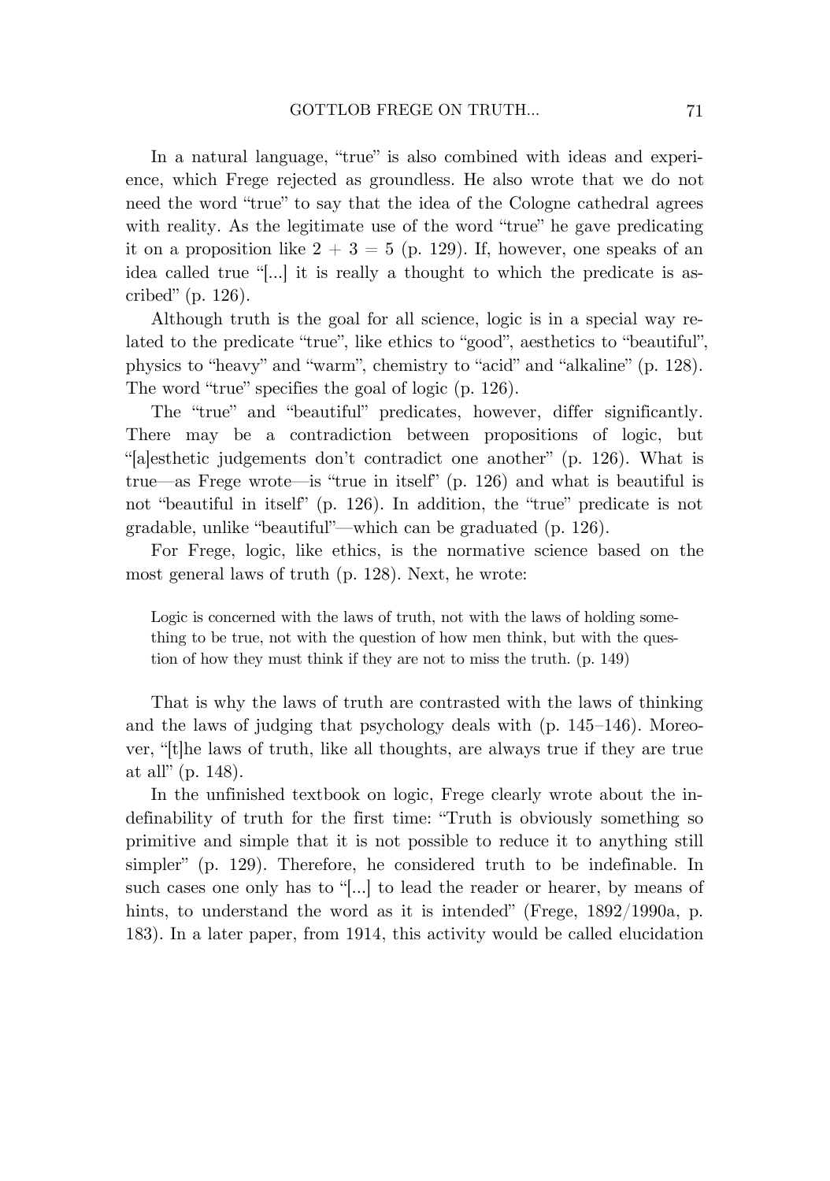In a natural language, "true" is also combined with ideas and experience, which Frege rejected as groundless. He also wrote that we do not need the word "true" to say that the idea of the Cologne cathedral agrees with reality. As the legitimate use of the word "true" he gave predicating it on a proposition like $2 + 3 = 5$ (p. 129). If, however, one speaks of an idea called true "[...] it is really a thought to which the predicate is ascribed" (p. 126).

Although truth is the goal for all science, logic is in a special way related to the predicate "true", like ethics to "good", aesthetics to "beautiful", physics to "heavy" and "warm", chemistry to "acid" and "alkaline" (p. 128). The word "true" specifies the goal of logic (p. 126).

The "true" and "beautiful" predicates, however, differ significantly. There may be a contradiction between propositions of logic, but "[a]esthetic judgements don't contradict one another" (p. 126). What is true—as Frege wrote—is "true in itself" (p. 126) and what is beautiful is not "beautiful in itself" (p. 126). In addition, the "true" predicate is not gradable, unlike "beautiful"—which can be graduated (p. 126).

For Frege, logic, like ethics, is the normative science based on the most general laws of truth (p. 128). Next, he wrote:

> Logic is concerned with the laws of truth, not with the laws of holding something to be true, not with the question of how men think, but with the question of how they must think if they are not to miss the truth. (p. 149)

That is why the laws of truth are contrasted with the laws of thinking and the laws of judging that psychology deals with (p. 145–146). Moreover, "[t]he laws of truth, like all thoughts, are always true if they are true at all" (p. 148).

In the unfinished textbook on logic, Frege clearly wrote about the indefinability of truth for the first time: "Truth is obviously something so primitive and simple that it is not possible to reduce it to anything still simpler" (p. 129). Therefore, he considered truth to be indefinable. In such cases one only has to "[...] to lead the reader or hearer, by means of hints, to understand the word as it is intended" (Frege, 1892/1990a, p. 183). In a later paper, from 1914, this activity would be called elucidation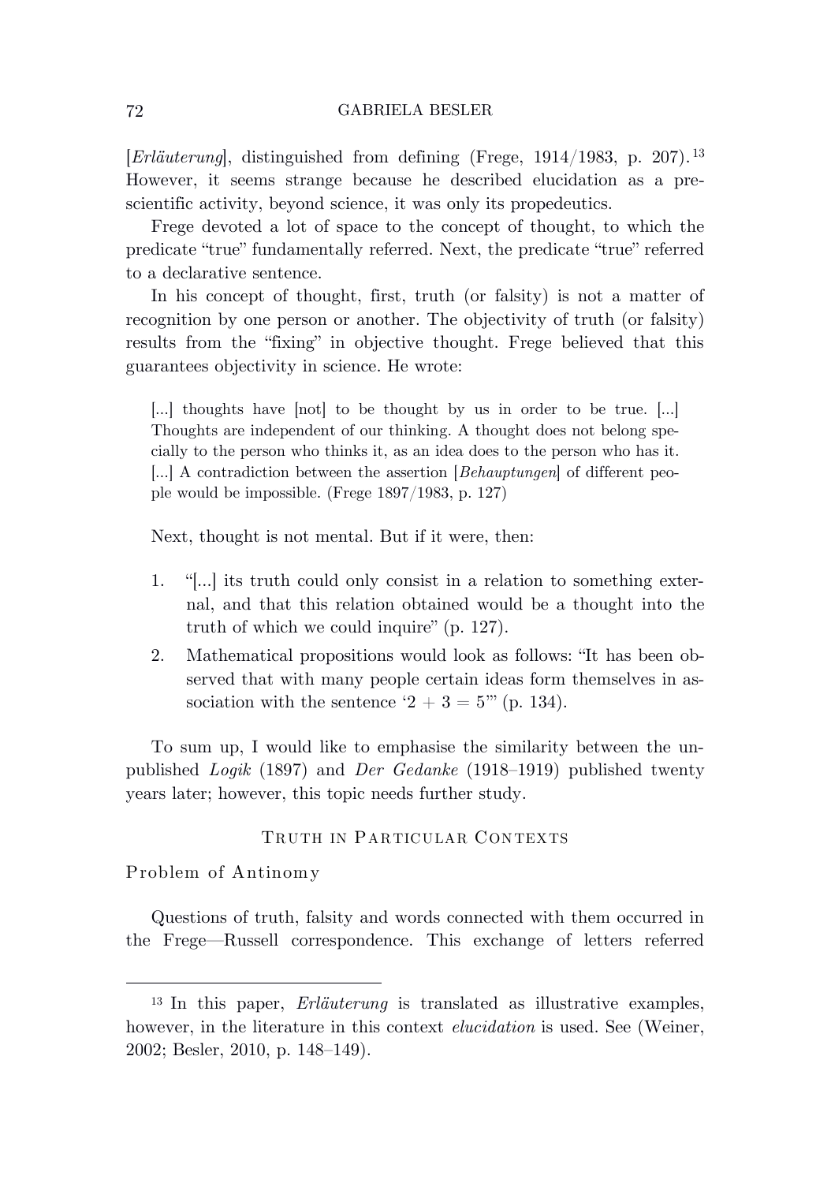[*Erläuterung*], distinguished from defining (Frege, 1914/1983, p. 207).[13] However, it seems strange because he described elucidation as a prescientific activity, beyond science, it was only its propedeutics.

Frege devoted a lot of space to the concept of thought, to which the predicate "true" fundamentally referred. Next, the predicate "true" referred to a declarative sentence.

In his concept of thought, first, truth (or falsity) is not a matter of recognition by one person or another. The objectivity of truth (or falsity) results from the "fixing" in objective thought. Frege believed that this guarantees objectivity in science. He wrote:

> [...] thoughts have [not] to be thought by us in order to be true. [...] Thoughts are independent of our thinking. A thought does not belong specially to the person who thinks it, as an idea does to the person who has it. [...] A contradiction between the assertion [*Behauptungen*] of different people would be impossible. (Frege 1897/1983, p. 127)

Next, thought is not mental. But if it were, then:

1. "[...] its truth could only consist in a relation to something external, and that this relation obtained would be a thought into the truth of which we could inquire" (p. 127).
2. Mathematical propositions would look as follows: "It has been observed that with many people certain ideas form themselves in association with the sentence '$2 + 3 = 5$'" (p. 134).

To sum up, I would like to emphasise the similarity between the unpublished *Logik* (1897) and *Der Gedanke* (1918–1919) published twenty years later; however, this topic needs further study.

## Truth in Particular Contexts

### Problem of Antinomy

Questions of truth, falsity and words connected with them occurred in the Frege—Russell correspondence. This exchange of letters referred

---

[13] In this paper, *Erläuterung* is translated as illustrative examples, however, in the literature in this context *elucidation* is used. See (Weiner, 2002; Besler, 2010, p. 148–149).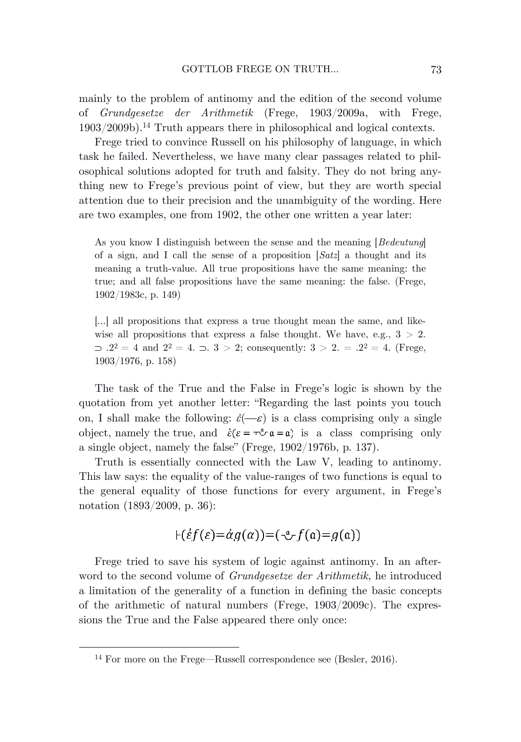mainly to the problem of antinomy and the edition of the second volume of *Grundgesetze der Arithmetik* (Frege, 1903/2009a, with Frege, 1903/2009b).[14] Truth appears there in philosophical and logical contexts.

Frege tried to convince Russell on his philosophy of language, in which task he failed. Nevertheless, we have many clear passages related to philosophical solutions adopted for truth and falsity. They do not bring anything new to Frege's previous point of view, but they are worth special attention due to their precision and the unambiguity of the wording. Here are two examples, one from 1902, the other one written a year later:

> As you know I distinguish between the sense and the meaning [*Bedeutung*] of a sign, and I call the sense of a proposition [*Satz*] a thought and its meaning a truth-value. All true propositions have the same meaning: the true; and all false propositions have the same meaning: the false. (Frege, 1902/1983c, p. 149)

> [...] all propositions that express a true thought mean the same, and likewise all propositions that express a false thought. We have, e.g., $3 > 2. \supset .2^2 = 4$ and $2^2 = 4. \supset. 3 > 2$; consequently: $3 > 2. = .2^2 = 4$. (Frege, 1903/1976, p. 158)

The task of the True and the False in Frege's logic is shown by the quotation from yet another letter: "Regarding the last points you touch on, I shall make the following: $\dot{\varepsilon}(\text{—}\varepsilon)$ is a class comprising only a single object, namely the true, and $\dot{\varepsilon}(\varepsilon = \neg\!\overset{\mathfrak{a}}{\smile}\, \mathfrak{a} = \mathfrak{a})$ is a class comprising only a single object, namely the false" (Frege, 1902/1976b, p. 137).

Truth is essentially connected with the Law V, leading to antinomy. This law says: the equality of the value-ranges of two functions is equal to the general equality of those functions for every argument, in Frege's notation (1893/2009, p. 36):

$$\vdash(\dot{\varepsilon}f(\varepsilon) = \dot{\alpha}g(\alpha)) = (\overset{\mathfrak{a}}{\smile}\, f(\mathfrak{a}) = g(\mathfrak{a}))$$

Frege tried to save his system of logic against antinomy. In an afterword to the second volume of *Grundgesetze der Arithmetik*, he introduced a limitation of the generality of a function in defining the basic concepts of the arithmetic of natural numbers (Frege, 1903/2009c). The expressions the True and the False appeared there only once:

[14] For more on the Frege—Russell correspondence see (Besler, 2016).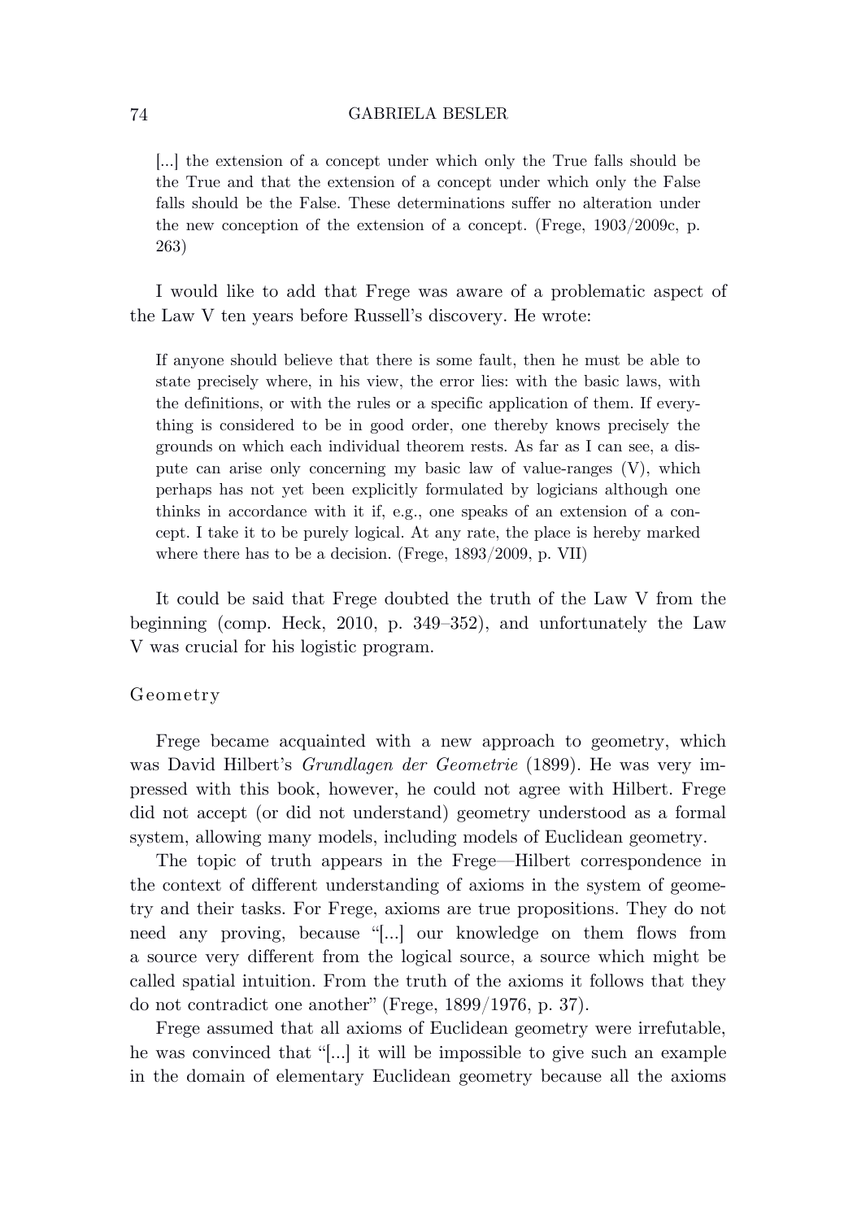> [...] the extension of a concept under which only the True falls should be the True and that the extension of a concept under which only the False falls should be the False. These determinations suffer no alteration under the new conception of the extension of a concept. (Frege, 1903/2009c, p. 263)

I would like to add that Frege was aware of a problematic aspect of the Law V ten years before Russell's discovery. He wrote:

> If anyone should believe that there is some fault, then he must be able to state precisely where, in his view, the error lies: with the basic laws, with the definitions, or with the rules or a specific application of them. If everything is considered to be in good order, one thereby knows precisely the grounds on which each individual theorem rests. As far as I can see, a dispute can arise only concerning my basic law of value-ranges (V), which perhaps has not yet been explicitly formulated by logicians although one thinks in accordance with it if, e.g., one speaks of an extension of a concept. I take it to be purely logical. At any rate, the place is hereby marked where there has to be a decision. (Frege, 1893/2009, p. VII)

It could be said that Frege doubted the truth of the Law V from the beginning (comp. Heck, 2010, p. 349–352), and unfortunately the Law V was crucial for his logistic program.

### Geometry

Frege became acquainted with a new approach to geometry, which was David Hilbert's *Grundlagen der Geometrie* (1899). He was very impressed with this book, however, he could not agree with Hilbert. Frege did not accept (or did not understand) geometry understood as a formal system, allowing many models, including models of Euclidean geometry.

The topic of truth appears in the Frege—Hilbert correspondence in the context of different understanding of axioms in the system of geometry and their tasks. For Frege, axioms are true propositions. They do not need any proving, because "[...] our knowledge on them flows from a source very different from the logical source, a source which might be called spatial intuition. From the truth of the axioms it follows that they do not contradict one another" (Frege, 1899/1976, p. 37).

Frege assumed that all axioms of Euclidean geometry were irrefutable, he was convinced that "[...] it will be impossible to give such an example in the domain of elementary Euclidean geometry because all the axioms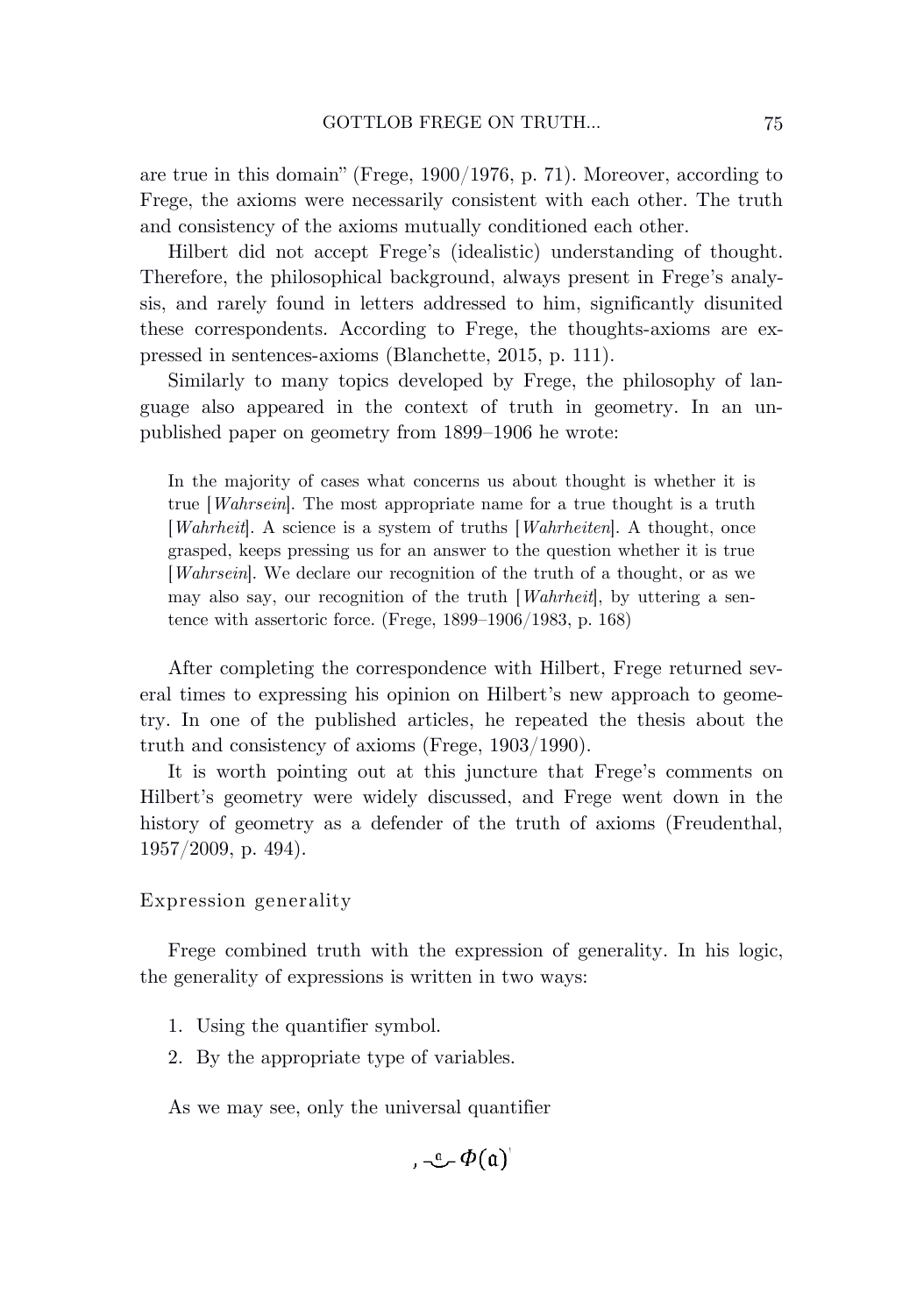are true in this domain" (Frege, 1900/1976, p. 71). Moreover, according to Frege, the axioms were necessarily consistent with each other. The truth and consistency of the axioms mutually conditioned each other.

Hilbert did not accept Frege's (idealistic) understanding of thought. Therefore, the philosophical background, always present in Frege's analysis, and rarely found in letters addressed to him, significantly disunited these correspondents. According to Frege, the thoughts-axioms are expressed in sentences-axioms (Blanchette, 2015, p. 111).

Similarly to many topics developed by Frege, the philosophy of language also appeared in the context of truth in geometry. In an unpublished paper on geometry from 1899–1906 he wrote:

> In the majority of cases what concerns us about thought is whether it is true [*Wahrsein*]. The most appropriate name for a true thought is a truth [*Wahrheit*]. A science is a system of truths [*Wahrheiten*]. A thought, once grasped, keeps pressing us for an answer to the question whether it is true [*Wahrsein*]. We declare our recognition of the truth of a thought, or as we may also say, our recognition of the truth [*Wahrheit*], by uttering a sentence with assertoric force. (Frege, 1899–1906/1983, p. 168)

After completing the correspondence with Hilbert, Frege returned several times to expressing his opinion on Hilbert's new approach to geometry. In one of the published articles, he repeated the thesis about the truth and consistency of axioms (Frege, 1903/1990).

It is worth pointing out at this juncture that Frege's comments on Hilbert's geometry were widely discussed, and Frege went down in the history of geometry as a defender of the truth of axioms (Freudenthal, 1957/2009, p. 494).

### Expression generality

Frege combined truth with the expression of generality. In his logic, the generality of expressions is written in two ways:

1. Using the quantifier symbol.
2. By the appropriate type of variables.

As we may see, only the universal quantifier

$$\text{'}\!\!-\!\!\overset{\mathfrak{a}}{\smile}\!\!-\Phi(\mathfrak{a})\text{'}$$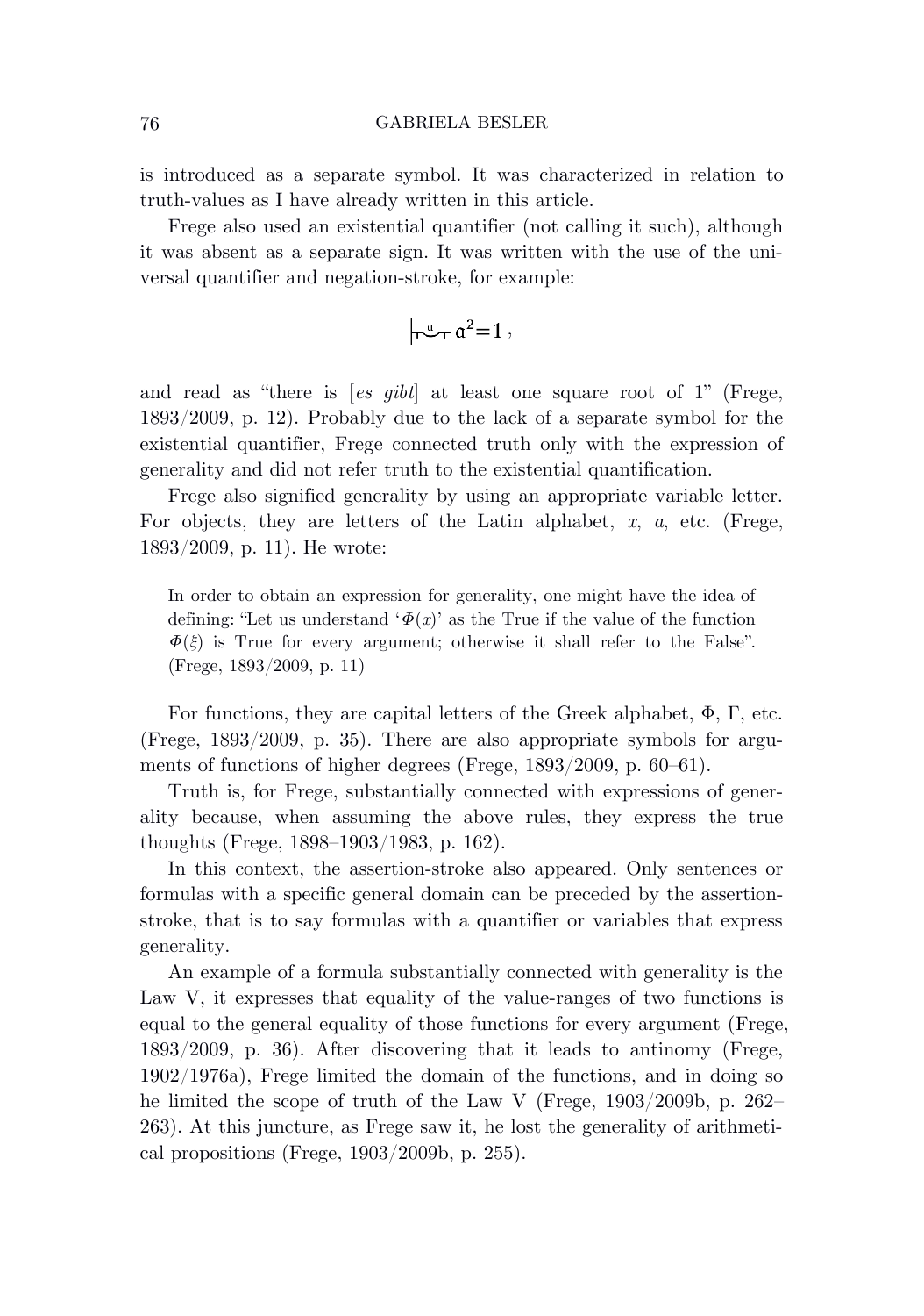is introduced as a separate symbol. It was characterized in relation to truth-values as I have already written in this article.

Frege also used an existential quantifier (not calling it such), although it was absent as a separate sign. It was written with the use of the universal quantifier and negation-stroke, for example:

$$\vdash\!\!\!\!\smile^{\mathfrak{a}}\!\!\!\top\ \mathfrak{a}^2 = 1\,,$$

and read as "there is [*es gibt*] at least one square root of 1" (Frege, 1893/2009, p. 12). Probably due to the lack of a separate symbol for the existential quantifier, Frege connected truth only with the expression of generality and did not refer truth to the existential quantification.

Frege also signified generality by using an appropriate variable letter. For objects, they are letters of the Latin alphabet, *x*, *a*, etc. (Frege, 1893/2009, p. 11). He wrote:

> In order to obtain an expression for generality, one might have the idea of defining: "Let us understand '$\Phi(x)$' as the True if the value of the function $\Phi(\xi)$ is True for every argument; otherwise it shall refer to the False". (Frege, 1893/2009, p. 11)

For functions, they are capital letters of the Greek alphabet, $\Phi$, $\Gamma$, etc. (Frege, 1893/2009, p. 35). There are also appropriate symbols for arguments of functions of higher degrees (Frege, 1893/2009, p. 60–61).

Truth is, for Frege, substantially connected with expressions of generality because, when assuming the above rules, they express the true thoughts (Frege, 1898–1903/1983, p. 162).

In this context, the assertion-stroke also appeared. Only sentences or formulas with a specific general domain can be preceded by the assertion-stroke, that is to say formulas with a quantifier or variables that express generality.

An example of a formula substantially connected with generality is the Law V, it expresses that equality of the value-ranges of two functions is equal to the general equality of those functions for every argument (Frege, 1893/2009, p. 36). After discovering that it leads to antinomy (Frege, 1902/1976a), Frege limited the domain of the functions, and in doing so he limited the scope of truth of the Law V (Frege, 1903/2009b, p. 262–263). At this juncture, as Frege saw it, he lost the generality of arithmetical propositions (Frege, 1903/2009b, p. 255).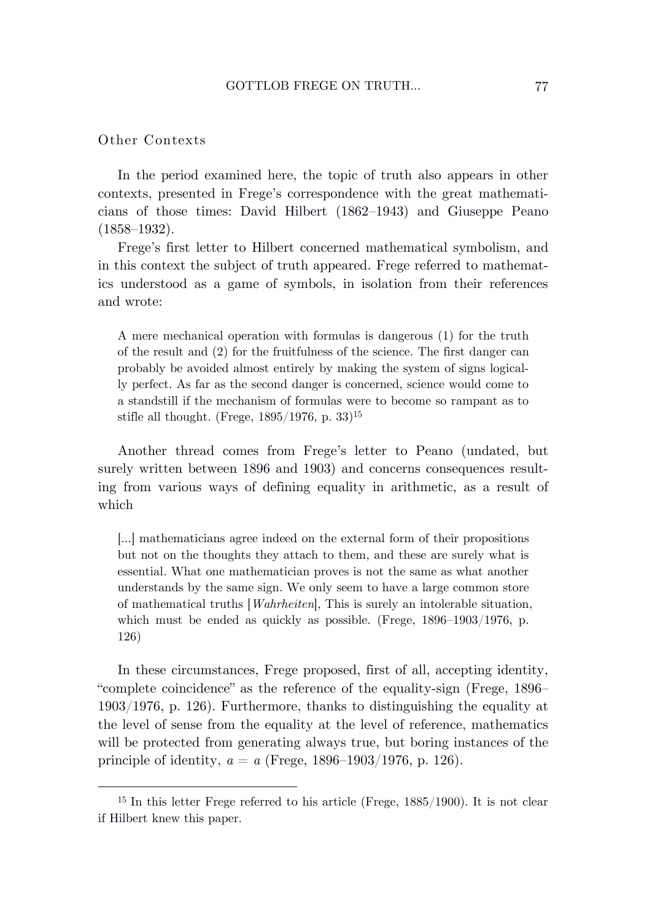### Other Contexts

In the period examined here, the topic of truth also appears in other contexts, presented in Frege's correspondence with the great mathematicians of those times: David Hilbert (1862–1943) and Giuseppe Peano (1858–1932).

Frege's first letter to Hilbert concerned mathematical symbolism, and in this context the subject of truth appeared. Frege referred to mathematics understood as a game of symbols, in isolation from their references and wrote:

> A mere mechanical operation with formulas is dangerous (1) for the truth of the result and (2) for the fruitfulness of the science. The first danger can probably be avoided almost entirely by making the system of signs logically perfect. As far as the second danger is concerned, science would come to a standstill if the mechanism of formulas were to become so rampant as to stifle all thought. (Frege, 1895/1976, p. 33)[15]

Another thread comes from Frege's letter to Peano (undated, but surely written between 1896 and 1903) and concerns consequences resulting from various ways of defining equality in arithmetic, as a result of which

> [...] mathematicians agree indeed on the external form of their propositions but not on the thoughts they attach to them, and these are surely what is essential. What one mathematician proves is not the same as what another understands by the same sign. We only seem to have a large common store of mathematical truths [*Wahrheiten*], This is surely an intolerable situation, which must be ended as quickly as possible. (Frege, 1896–1903/1976, p. 126)

In these circumstances, Frege proposed, first of all, accepting identity, "complete coincidence" as the reference of the equality-sign (Frege, 1896–1903/1976, p. 126). Furthermore, thanks to distinguishing the equality at the level of sense from the equality at the level of reference, mathematics will be protected from generating always true, but boring instances of the principle of identity, $a = a$ (Frege, 1896–1903/1976, p. 126).

---

[15] In this letter Frege referred to his article (Frege, 1885/1900). It is not clear if Hilbert knew this paper.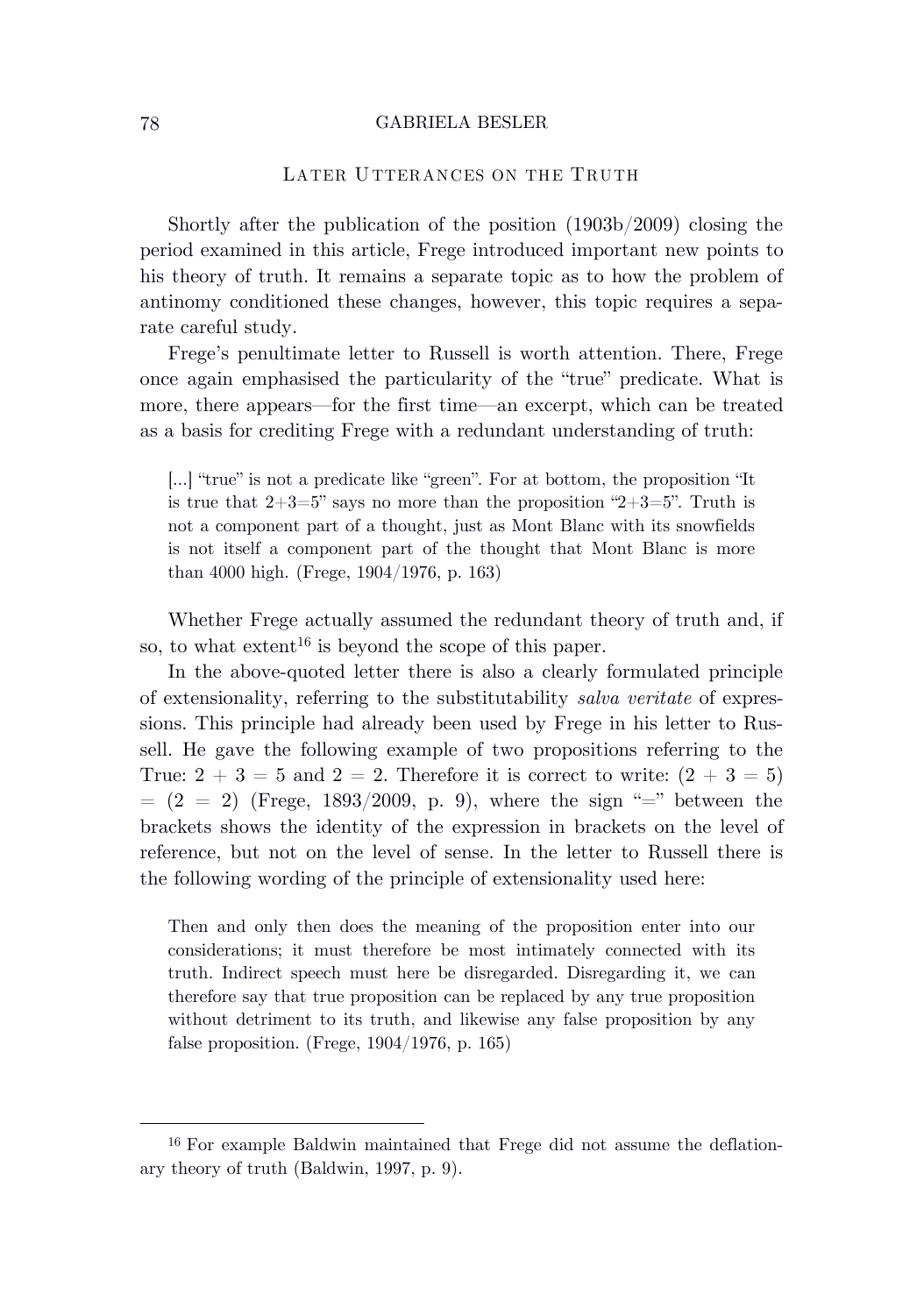## Later Utterances on the Truth

Shortly after the publication of the position (1903b/2009) closing the period examined in this article, Frege introduced important new points to his theory of truth. It remains a separate topic as to how the problem of antinomy conditioned these changes, however, this topic requires a separate careful study.

Frege's penultimate letter to Russell is worth attention. There, Frege once again emphasised the particularity of the "true" predicate. What is more, there appears—for the first time—an excerpt, which can be treated as a basis for crediting Frege with a redundant understanding of truth:

> [...] "true" is not a predicate like "green". For at bottom, the proposition "It is true that 2+3=5" says no more than the proposition "2+3=5". Truth is not a component part of a thought, just as Mont Blanc with its snowfields is not itself a component part of the thought that Mont Blanc is more than 4000 high. (Frege, 1904/1976, p. 163)

Whether Frege actually assumed the redundant theory of truth and, if so, to what extent[16] is beyond the scope of this paper.

In the above-quoted letter there is also a clearly formulated principle of extensionality, referring to the substitutability *salva veritate* of expressions. This principle had already been used by Frege in his letter to Russell. He gave the following example of two propositions referring to the True: $2 + 3 = 5$ and $2 = 2$. Therefore it is correct to write: $(2 + 3 = 5) = (2 = 2)$ (Frege, 1893/2009, p. 9), where the sign "=" between the brackets shows the identity of the expression in brackets on the level of reference, but not on the level of sense. In the letter to Russell there is the following wording of the principle of extensionality used here:

> Then and only then does the meaning of the proposition enter into our considerations; it must therefore be most intimately connected with its truth. Indirect speech must here be disregarded. Disregarding it, we can therefore say that true proposition can be replaced by any true proposition without detriment to its truth, and likewise any false proposition by any false proposition. (Frege, 1904/1976, p. 165)

---

[16] For example Baldwin maintained that Frege did not assume the deflationary theory of truth (Baldwin, 1997, p. 9).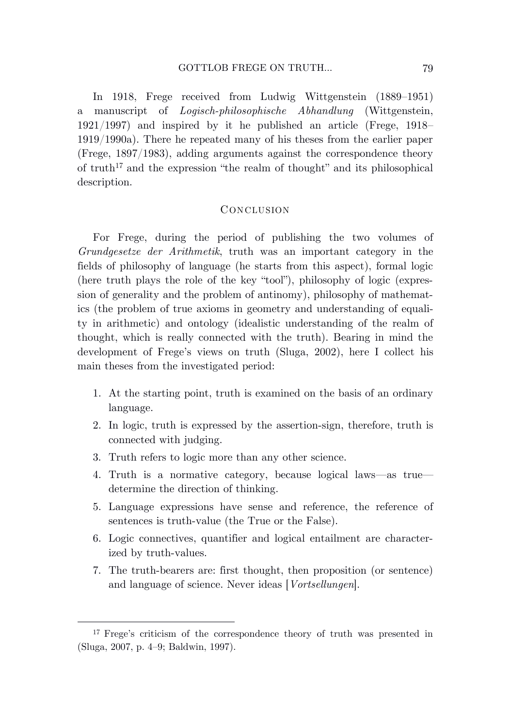In 1918, Frege received from Ludwig Wittgenstein (1889–1951) a manuscript of *Logisch-philosophische Abhandlung* (Wittgenstein, 1921/1997) and inspired by it he published an article (Frege, 1918–1919/1990a). There he repeated many of his theses from the earlier paper (Frege, 1897/1983), adding arguments against the correspondence theory of truth[17] and the expression "the realm of thought" and its philosophical description.

## Conclusion

For Frege, during the period of publishing the two volumes of *Grundgesetze der Arithmetik*, truth was an important category in the fields of philosophy of language (he starts from this aspect), formal logic (here truth plays the role of the key "tool"), philosophy of logic (expression of generality and the problem of antinomy), philosophy of mathematics (the problem of true axioms in geometry and understanding of equality in arithmetic) and ontology (idealistic understanding of the realm of thought, which is really connected with the truth). Bearing in mind the development of Frege's views on truth (Sluga, 2002), here I collect his main theses from the investigated period:

1. At the starting point, truth is examined on the basis of an ordinary language.
2. In logic, truth is expressed by the assertion-sign, therefore, truth is connected with judging.
3. Truth refers to logic more than any other science.
4. Truth is a normative category, because logical laws—as true—determine the direction of thinking.
5. Language expressions have sense and reference, the reference of sentences is truth-value (the True or the False).
6. Logic connectives, quantifier and logical entailment are characterized by truth-values.
7. The truth-bearers are: first thought, then proposition (or sentence) and language of science. Never ideas [*Vortsellungen*].

---

[17] Frege's criticism of the correspondence theory of truth was presented in (Sluga, 2007, p. 4–9; Baldwin, 1997).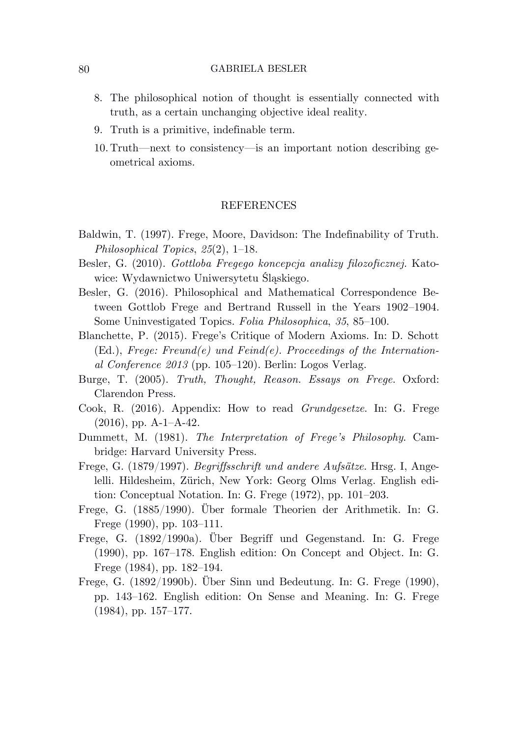8. The philosophical notion of thought is essentially connected with truth, as a certain unchanging objective ideal reality.
9. Truth is a primitive, indefinable term.
10. Truth—next to consistency—is an important notion describing geometrical axioms.

## REFERENCES

Baldwin, T. (1997). Frege, Moore, Davidson: The Indefinability of Truth. *Philosophical Topics*, *25*(2), 1–18.

Besler, G. (2010). *Gottloba Fregego koncepcja analizy filozoficznej*. Katowice: Wydawnictwo Uniwersytetu Śląskiego.

Besler, G. (2016). Philosophical and Mathematical Correspondence Between Gottlob Frege and Bertrand Russell in the Years 1902–1904. Some Uninvestigated Topics. *Folia Philosophica*, *35*, 85–100.

Blanchette, P. (2015). Frege's Critique of Modern Axioms. In: D. Schott (Ed.), *Frege: Freund(e) und Feind(e). Proceedings of the International Conference 2013* (pp. 105–120). Berlin: Logos Verlag.

Burge, T. (2005). *Truth, Thought, Reason. Essays on Frege*. Oxford: Clarendon Press.

Cook, R. (2016). Appendix: How to read *Grundgesetze*. In: G. Frege (2016), pp. A-1–A-42.

Dummett, M. (1981). *The Interpretation of Frege's Philosophy*. Cambridge: Harvard University Press.

Frege, G. (1879/1997). *Begriffsschrift und andere Aufsätze*. Hrsg. I, Angelelli. Hildesheim, Zürich, New York: Georg Olms Verlag. English edition: Conceptual Notation. In: G. Frege (1972), pp. 101–203.

Frege, G. (1885/1990). Über formale Theorien der Arithmetik. In: G. Frege (1990), pp. 103–111.

Frege, G. (1892/1990a). Über Begriff und Gegenstand. In: G. Frege (1990), pp. 167–178. English edition: On Concept and Object. In: G. Frege (1984), pp. 182–194.

Frege, G. (1892/1990b). Über Sinn und Bedeutung. In: G. Frege (1990), pp. 143–162. English edition: On Sense and Meaning. In: G. Frege (1984), pp. 157–177.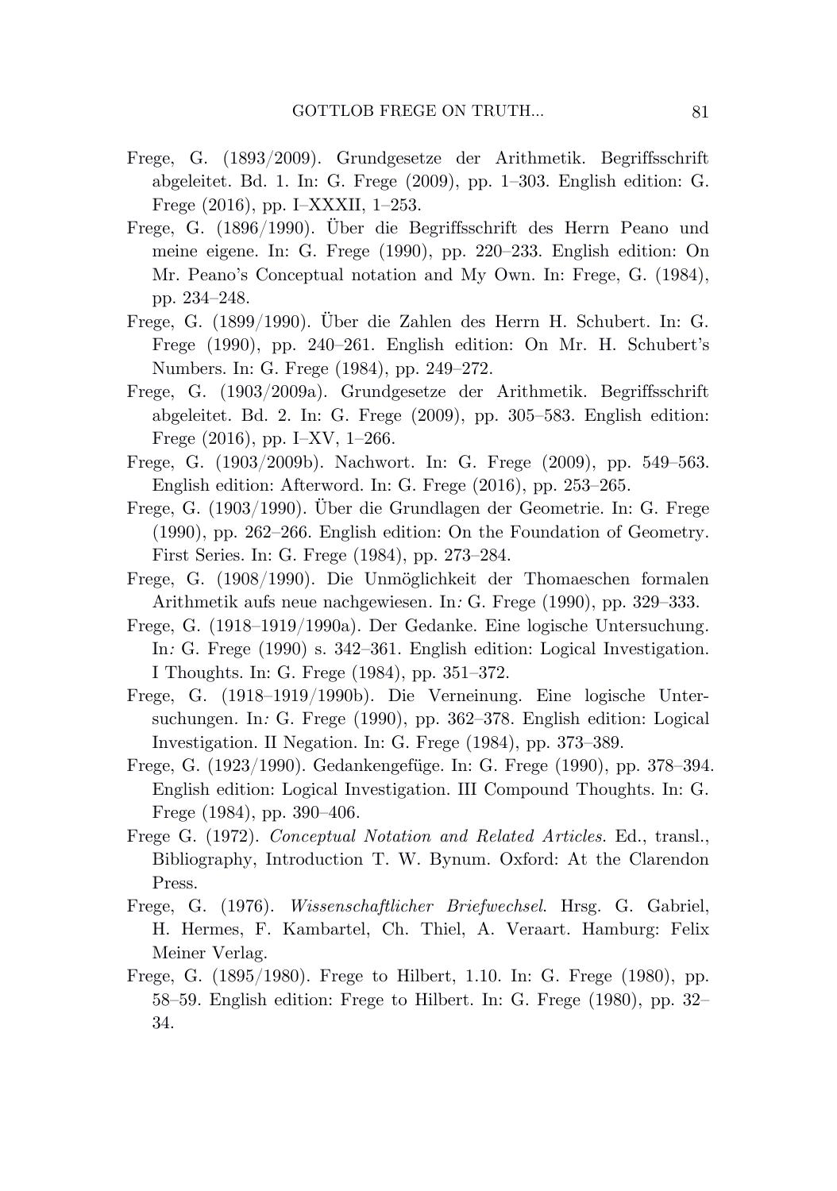Frege, G. (1893/2009). Grundgesetze der Arithmetik. Begriffsschrift abgeleitet. Bd. 1. In: G. Frege (2009), pp. 1–303. English edition: G. Frege (2016), pp. I–XXXII, 1–253.

Frege, G. (1896/1990). Über die Begriffsschrift des Herrn Peano und meine eigene. In: G. Frege (1990), pp. 220–233. English edition: On Mr. Peano's Conceptual notation and My Own. In: Frege, G. (1984), pp. 234–248.

Frege, G. (1899/1990). Über die Zahlen des Herrn H. Schubert. In: G. Frege (1990), pp. 240–261. English edition: On Mr. H. Schubert's Numbers. In: G. Frege (1984), pp. 249–272.

Frege, G. (1903/2009a). Grundgesetze der Arithmetik. Begriffsschrift abgeleitet. Bd. 2. In: G. Frege (2009), pp. 305–583. English edition: Frege (2016), pp. I–XV, 1–266.

Frege, G. (1903/2009b). Nachwort. In: G. Frege (2009), pp. 549–563. English edition: Afterword. In: G. Frege (2016), pp. 253–265.

Frege, G. (1903/1990). Über die Grundlagen der Geometrie. In: G. Frege (1990), pp. 262–266. English edition: On the Foundation of Geometry. First Series. In: G. Frege (1984), pp. 273–284.

Frege, G. (1908/1990). Die Unmöglichkeit der Thomaeschen formalen Arithmetik aufs neue nachgewiesen. In: G. Frege (1990), pp. 329–333.

Frege, G. (1918–1919/1990a). Der Gedanke. Eine logische Untersuchung. In: G. Frege (1990) s. 342–361. English edition: Logical Investigation. I Thoughts. In: G. Frege (1984), pp. 351–372.

Frege, G. (1918–1919/1990b). Die Verneinung. Eine logische Untersuchungen. In: G. Frege (1990), pp. 362–378. English edition: Logical Investigation. II Negation. In: G. Frege (1984), pp. 373–389.

Frege, G. (1923/1990). Gedankengefüge. In: G. Frege (1990), pp. 378–394. English edition: Logical Investigation. III Compound Thoughts. In: G. Frege (1984), pp. 390–406.

Frege G. (1972). *Conceptual Notation and Related Articles*. Ed., transl., Bibliography, Introduction T. W. Bynum. Oxford: At the Clarendon Press.

Frege, G. (1976). *Wissenschaftlicher Briefwechsel*. Hrsg. G. Gabriel, H. Hermes, F. Kambartel, Ch. Thiel, A. Veraart. Hamburg: Felix Meiner Verlag.

Frege, G. (1895/1980). Frege to Hilbert, 1.10. In: G. Frege (1980), pp. 58–59. English edition: Frege to Hilbert. In: G. Frege (1980), pp. 32–34.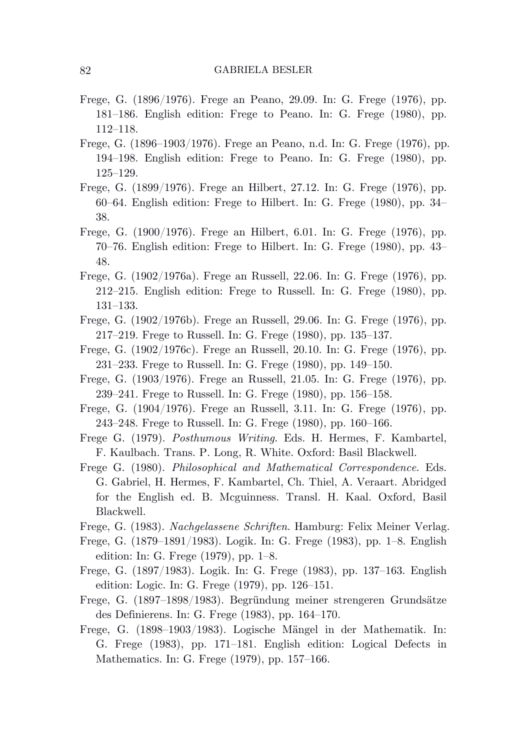Frege, G. (1896/1976). Frege an Peano, 29.09. In: G. Frege (1976), pp. 181–186. English edition: Frege to Peano. In: G. Frege (1980), pp. 112–118.

Frege, G. (1896–1903/1976). Frege an Peano, n.d. In: G. Frege (1976), pp. 194–198. English edition: Frege to Peano. In: G. Frege (1980), pp. 125–129.

Frege, G. (1899/1976). Frege an Hilbert, 27.12. In: G. Frege (1976), pp. 60–64. English edition: Frege to Hilbert. In: G. Frege (1980), pp. 34–38.

Frege, G. (1900/1976). Frege an Hilbert, 6.01. In: G. Frege (1976), pp. 70–76. English edition: Frege to Hilbert. In: G. Frege (1980), pp. 43–48.

Frege, G. (1902/1976a). Frege an Russell, 22.06. In: G. Frege (1976), pp. 212–215. English edition: Frege to Russell. In: G. Frege (1980), pp. 131–133.

Frege, G. (1902/1976b). Frege an Russell, 29.06. In: G. Frege (1976), pp. 217–219. Frege to Russell. In: G. Frege (1980), pp. 135–137.

Frege, G. (1902/1976c). Frege an Russell, 20.10. In: G. Frege (1976), pp. 231–233. Frege to Russell. In: G. Frege (1980), pp. 149–150.

Frege, G. (1903/1976). Frege an Russell, 21.05. In: G. Frege (1976), pp. 239–241. Frege to Russell. In: G. Frege (1980), pp. 156–158.

Frege, G. (1904/1976). Frege an Russell, 3.11. In: G. Frege (1976), pp. 243–248. Frege to Russell. In: G. Frege (1980), pp. 160–166.

Frege G. (1979). *Posthumous Writing*. Eds. H. Hermes, F. Kambartel, F. Kaulbach. Trans. P. Long, R. White. Oxford: Basil Blackwell.

Frege G. (1980). *Philosophical and Mathematical Correspondence*. Eds. G. Gabriel, H. Hermes, F. Kambartel, Ch. Thiel, A. Veraart. Abridged for the English ed. B. Mcguinness. Transl. H. Kaal. Oxford, Basil Blackwell.

Frege, G. (1983). *Nachgelassene Schriften*. Hamburg: Felix Meiner Verlag.

Frege, G. (1879–1891/1983). Logik. In: G. Frege (1983), pp. 1–8. English edition: In: G. Frege (1979), pp. 1–8.

Frege, G. (1897/1983). Logik. In: G. Frege (1983), pp. 137–163. English edition: Logic. In: G. Frege (1979), pp. 126–151.

Frege, G. (1897–1898/1983). Begründung meiner strengeren Grundsätze des Definierens. In: G. Frege (1983), pp. 164–170.

Frege, G. (1898–1903/1983). Logische Mängel in der Mathematik. In: G. Frege (1983), pp. 171–181. English edition: Logical Defects in Mathematics. In: G. Frege (1979), pp. 157–166.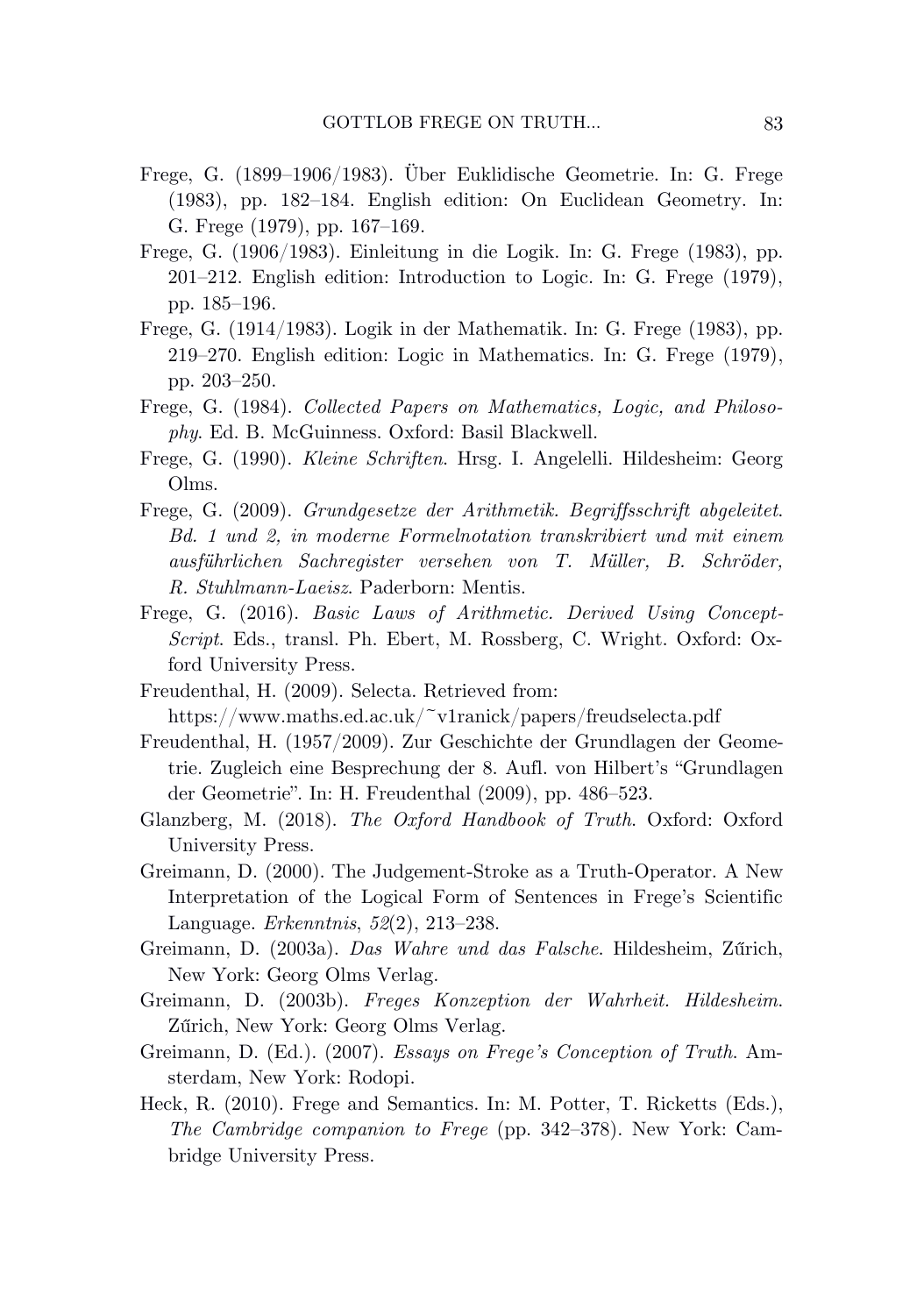Frege, G. (1899–1906/1983). Über Euklidische Geometrie. In: G. Frege (1983), pp. 182–184. English edition: On Euclidean Geometry. In: G. Frege (1979), pp. 167–169.

Frege, G. (1906/1983). Einleitung in die Logik. In: G. Frege (1983), pp. 201–212. English edition: Introduction to Logic. In: G. Frege (1979), pp. 185–196.

Frege, G. (1914/1983). Logik in der Mathematik. In: G. Frege (1983), pp. 219–270. English edition: Logic in Mathematics. In: G. Frege (1979), pp. 203–250.

Frege, G. (1984). *Collected Papers on Mathematics, Logic, and Philosophy*. Ed. B. McGuinness. Oxford: Basil Blackwell.

Frege, G. (1990). *Kleine Schriften*. Hrsg. I. Angelelli. Hildesheim: Georg Olms.

Frege, G. (2009). *Grundgesetze der Arithmetik. Begriffsschrift abgeleitet. Bd. 1 und 2, in moderne Formelnotation transkribiert und mit einem ausführlichen Sachregister versehen von T. Müller, B. Schröder, R. Stuhlmann-Laeisz*. Paderborn: Mentis.

Frege, G. (2016). *Basic Laws of Arithmetic. Derived Using Concept-Script*. Eds., transl. Ph. Ebert, M. Rossberg, C. Wright. Oxford: Oxford University Press.

Freudenthal, H. (2009). Selecta. Retrieved from:
https://www.maths.ed.ac.uk/~v1ranick/papers/freudselecta.pdf

Freudenthal, H. (1957/2009). Zur Geschichte der Grundlagen der Geometrie. Zugleich eine Besprechung der 8. Aufl. von Hilbert's "Grundlagen der Geometrie". In: H. Freudenthal (2009), pp. 486–523.

Glanzberg, M. (2018). *The Oxford Handbook of Truth*. Oxford: Oxford University Press.

Greimann, D. (2000). The Judgement-Stroke as a Truth-Operator. A New Interpretation of the Logical Form of Sentences in Frege's Scientific Language. *Erkenntnis*, *52*(2), 213–238.

Greimann, D. (2003a). *Das Wahre und das Falsche*. Hildesheim, Zűrich, New York: Georg Olms Verlag.

Greimann, D. (2003b). *Freges Konzeption der Wahrheit. Hildesheim*. Zűrich, New York: Georg Olms Verlag.

Greimann, D. (Ed.). (2007). *Essays on Frege's Conception of Truth*. Amsterdam, New York: Rodopi.

Heck, R. (2010). Frege and Semantics. In: M. Potter, T. Ricketts (Eds.), *The Cambridge companion to Frege* (pp. 342–378). New York: Cambridge University Press.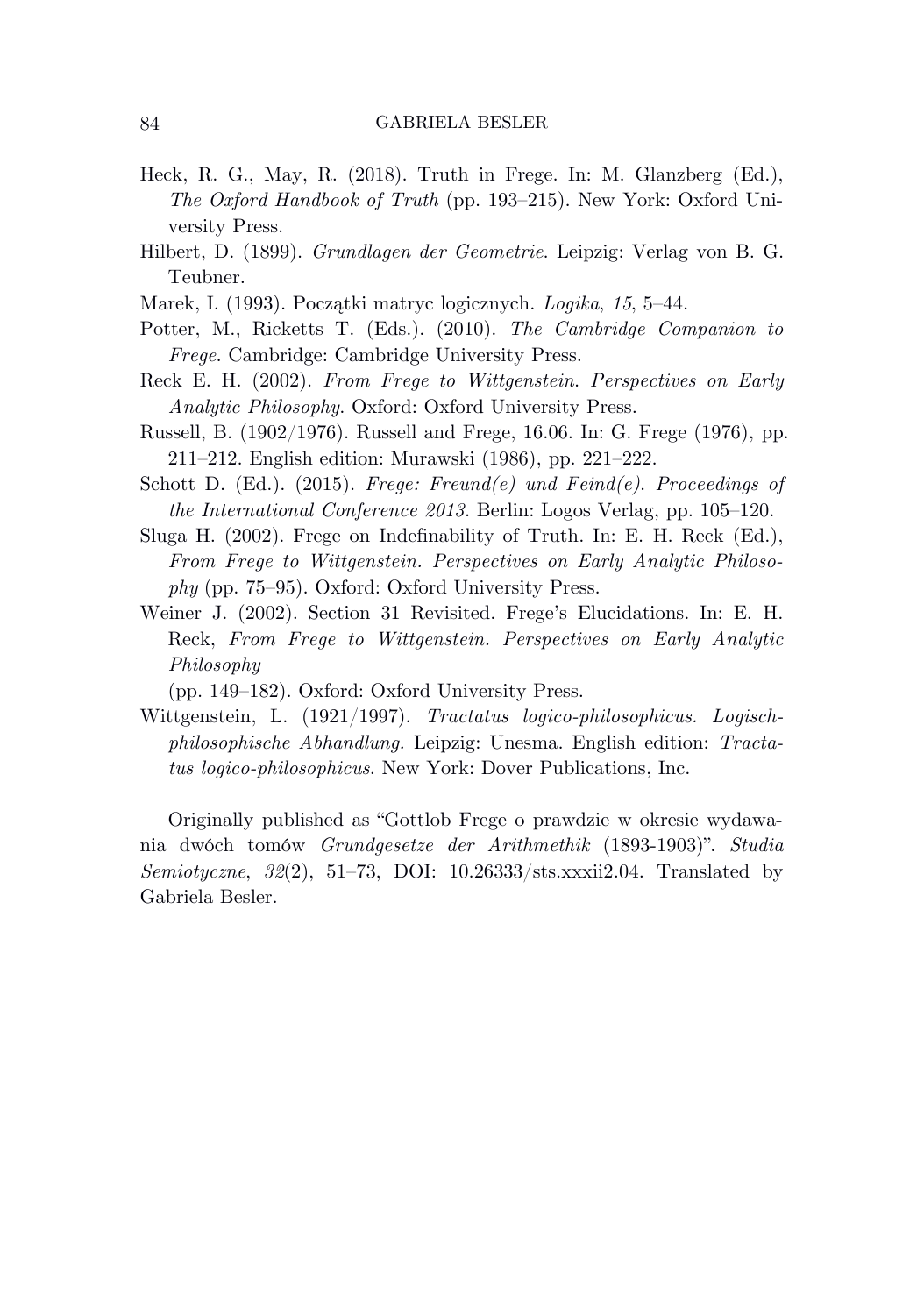Heck, R. G., May, R. (2018). Truth in Frege. In: M. Glanzberg (Ed.), *The Oxford Handbook of Truth* (pp. 193–215). New York: Oxford University Press.

Hilbert, D. (1899). *Grundlagen der Geometrie*. Leipzig: Verlag von B. G. Teubner.

Marek, I. (1993). Początki matryc logicznych. *Logika*, *15*, 5–44.

Potter, M., Ricketts T. (Eds.). (2010). *The Cambridge Companion to Frege*. Cambridge: Cambridge University Press.

Reck E. H. (2002). *From Frege to Wittgenstein. Perspectives on Early Analytic Philosophy*. Oxford: Oxford University Press.

Russell, B. (1902/1976). Russell and Frege, 16.06. In: G. Frege (1976), pp. 211–212. English edition: Murawski (1986), pp. 221–222.

Schott D. (Ed.). (2015). *Frege: Freund(e) und Feind(e). Proceedings of the International Conference 2013*. Berlin: Logos Verlag, pp. 105–120.

Sluga H. (2002). Frege on Indefinability of Truth. In: E. H. Reck (Ed.), *From Frege to Wittgenstein. Perspectives on Early Analytic Philosophy* (pp. 75–95). Oxford: Oxford University Press.

Weiner J. (2002). Section 31 Revisited. Frege's Elucidations. In: E. H. Reck, *From Frege to Wittgenstein. Perspectives on Early Analytic Philosophy* (pp. 149–182). Oxford: Oxford University Press.

Wittgenstein, L. (1921/1997). *Tractatus logico-philosophicus. Logisch-philosophische Abhandlung*. Leipzig: Unesma. English edition: *Tractatus logico-philosophicus*. New York: Dover Publications, Inc.

Originally published as "Gottlob Frege o prawdzie w okresie wydawania dwóch tomów *Grundgesetze der Arithmethik* (1893-1903)". *Studia Semiotyczne*, *32*(2), 51–73, DOI: 10.26333/sts.xxxii2.04. Translated by Gabriela Besler.